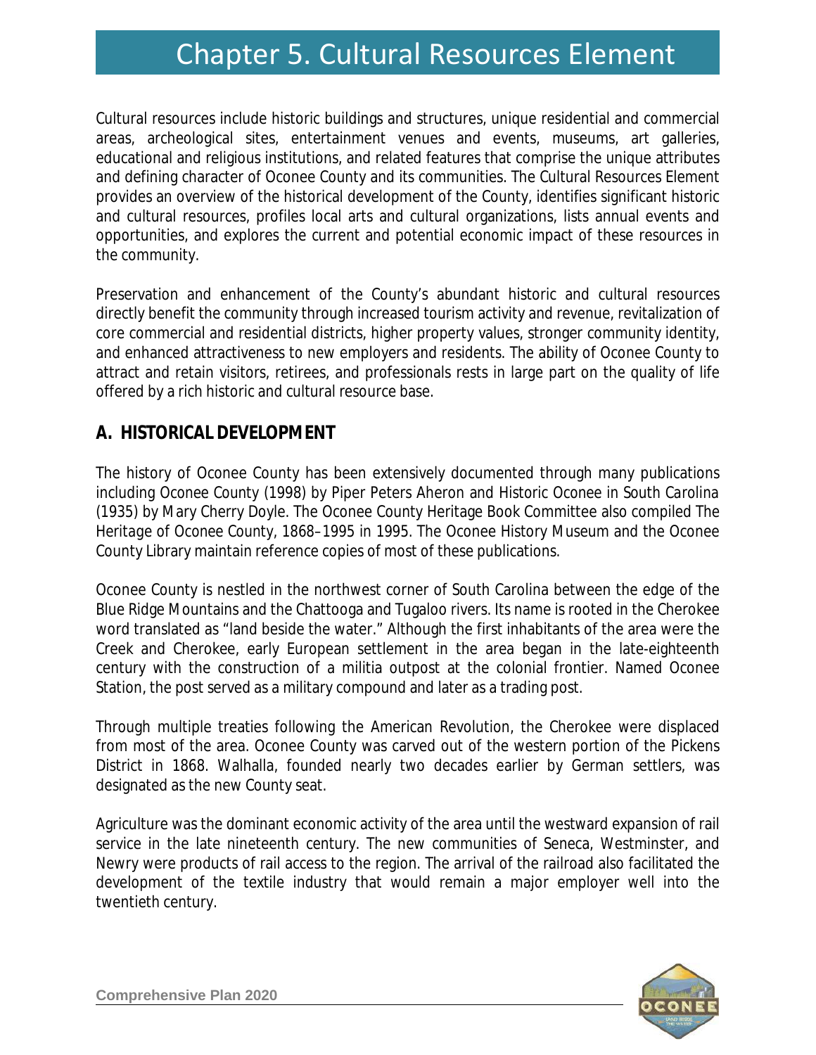# Chapter 5. Cultural Resources Element

Cultural resources include historic buildings and structures, unique residential and commercial areas, archeological sites, entertainment venues and events, museums, art galleries, educational and religious institutions, and related features that comprise the unique attributes and defining character of Oconee County and its communities. The Cultural Resources Element provides an overview of the historical development of the County, identifies significant historic and cultural resources, profiles local arts and cultural organizations, lists annual events and opportunities, and explores the current and potential economic impact of these resources in the community.

Preservation and enhancement of the County's abundant historic and cultural resources directly benefit the community through increased tourism activity and revenue, revitalization of core commercial and residential districts, higher property values, stronger community identity, and enhanced attractiveness to new employers and residents. The ability of Oconee County to attract and retain visitors, retirees, and professionals rests in large part on the quality of life offered by a rich historic and cultural resource base.

## A. HISTORICAL DEVELOPMENT

The history of Oconee County has been extensively documented through many publications including Oconee County (1998) by Piper Peters Aheron and Historic Oconee in South Carolina (1935) by Mary Cherry Doyle. The Oconee County Heritage Book Committee also compiled The Heritage of Oconee County, 1868–1995 in 1995. The Oconee History Museum and the Oconee County Library maintain reference copies of most of these publications.

Oconee County is nestled in the northwest corner of South Carolina between the edge of the Blue Ridge Mountains and the Chattooga and Tugaloo rivers. Its name is rooted in the Cherokee word translated as "land beside the water." Although the first inhabitants of the area were the Creek and Cherokee, early European settlement in the area began in the late-eighteenth century with the construction of a militia outpost at the colonial frontier. Named Oconee Station, the post served as a military compound and later as a trading post.

Through multiple treaties following the American Revolution, the Cherokee were displaced from most of the area. Oconee County was carved out of the western portion of the Pickens District in 1868. Walhalla, founded nearly two decades earlier by German settlers, was designated as the new County seat.

Agriculture was the dominant economic activity of the area until the westward expansion of rail service in the late nineteenth century. The new communities of Seneca, Westminster, and Newry were products of rail access to the region. The arrival of the railroad also facilitated the development of the textile industry that would remain a major employer well into the twentieth century.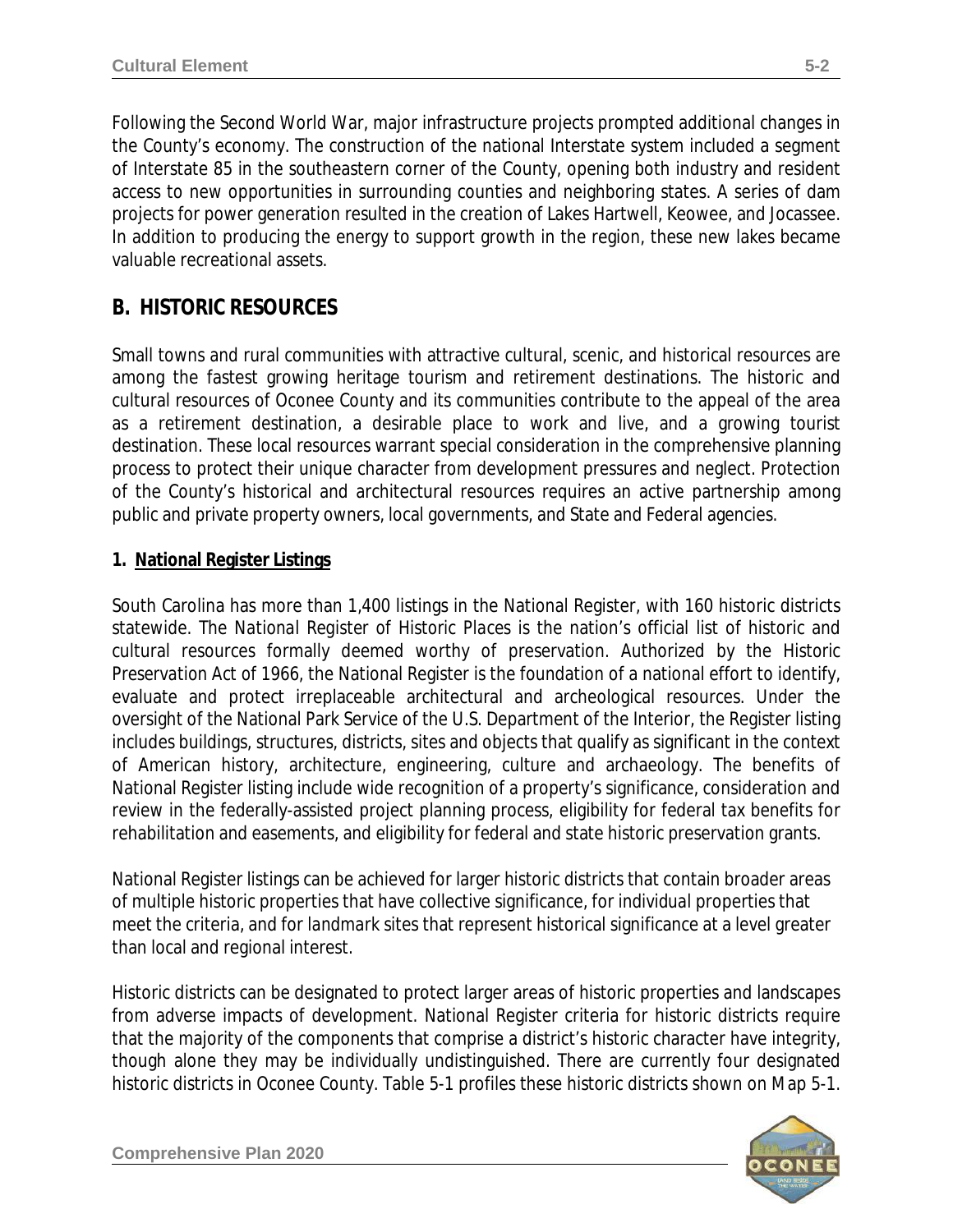Following the Second World War, major infrastructure projects prompted additional changes in the County's economy. The construction of the national Interstate system included a segment of Interstate 85 in the southeastern corner of the County, opening both industry and resident access to new opportunities in surrounding counties and neighboring states. A series of dam projects for power generation resulted in the creation of Lakes Hartwell, Keowee, and Jocassee. In addition to producing the energy to support growth in the region, these new lakes became valuable recreational assets.

## B. HISTORIC RESOURCES

Small towns and rural communities with attractive cultural, scenic, and historical resources are among the fastest growing heritage tourism and retirement destinations. The historic and cultural resources of Oconee County and its communities contribute to the appeal of the area as a retirement destination, a desirable place to work and live, and a growing tourist destination. These local resources warrant special consideration in the comprehensive planning process to protect their unique character from development pressures and neglect. Protection of the County's historical and architectural resources requires an active partnership among public and private property owners, local governments, and State and Federal agencies.

### 1. National Register Listings

South Carolina has more than 1,400 listings in the National Register, with 160 historic districts statewide. The National Register of Historic Places is the nation's official list of historic and cultural resources formally deemed worthy of preservation. Authorized by the Historic Preservation Act of 1966, the National Register is the foundation of a national effort to identify, evaluate and protect irreplaceable architectural and archeological resources. Under the oversight of the National Park Service of the U.S. Department of the Interior, the Register listing includes buildings, structures, districts, sites and objects that qualify as significant in the context of American history, architecture, engineering, culture and archaeology. The benefits of National Register listing include wide recognition of a property's significance, consideration and review in the federally-assisted project planning process, eligibility for federal tax benefits for rehabilitation and easements, and eligibility for federal and state historic preservation grants.

National Register listings can be achieved for larger historic districts that contain broader areas of multiple historic properties that have collective significance, for individual properties that meet the criteria, and for landmark sites that represent historical significance at a level greater than local and regional interest.

Historic districts can be designated to protect larger areas of historic properties and landscapes from adverse impacts of development. National Register criteria for historic districts require that the majority of the components that comprise a district's historic character have integrity, though alone they may be individually undistinguished. There are currently four designated historic districts in Oconee County. Table 5-1 profiles these historic districts shown on Map 5-1.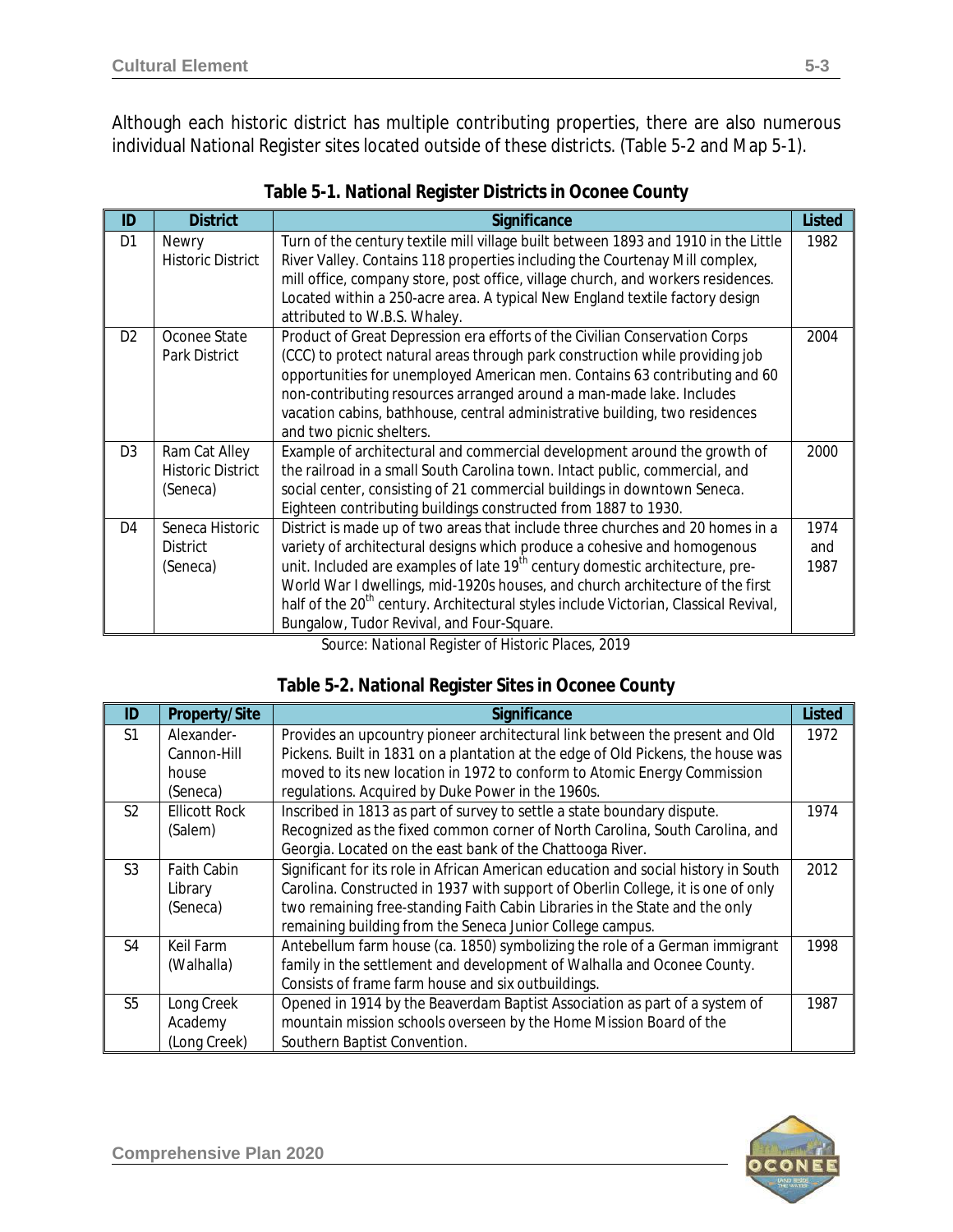Although each historic district has multiple contributing properties, there are also numerous individual National Register sites located outside of these districts. (Table 5-2 and Map 5-1).

**Table 5-1. National Register Districts in Oconee County**

| ID | District | Significance | Listed |
|---|---|---|---|
| D1 | Newry Historic District | Turn of the century textile mill village built between 1893 and 1910 in the Little River Valley. Contains 118 properties including the Courtenay Mill complex, mill office, company store, post office, village church, and workers residences. Located within a 250-acre area. A typical New England textile factory design attributed to W.B.S. Whaley. | 1982 |
| D2 | Oconee State Park District | Product of Great Depression era efforts of the Civilian Conservation Corps (CCC) to protect natural areas through park construction while providing job opportunities for unemployed American men. Contains 63 contributing and 60 non-contributing resources arranged around a man-made lake. Includes vacation cabins, bathhouse, central administrative building, two residences and two picnic shelters. | 2004 |
| D3 | Ram Cat Alley Historic District (Seneca) | Example of architectural and commercial development around the growth of the railroad in a small South Carolina town. Intact public, commercial, and social center, consisting of 21 commercial buildings in downtown Seneca. Eighteen contributing buildings constructed from 1887 to 1930. | 2000 |
| D4 | Seneca Historic District (Seneca) | District is made up of two areas that include three churches and 20 homes in a variety of architectural designs which produce a cohesive and homogenous unit. Included are examples of late 19th century domestic architecture, pre-World War I dwellings, mid-1920s houses, and church architecture of the first half of the 20th century. Architectural styles include Victorian, Classical Revival, Bungalow, Tudor Revival, and Four-Square. | 1974 and 1987 |

*Source: National Register of Historic Places, 2019*

**Table 5-2. National Register Sites in Oconee County**

| ID | Property/Site | Significance | Listed |
|---|---|---|---|
| S1 | Alexander-Cannon-Hill house (Seneca) | Provides an upcountry pioneer architectural link between the present and Old Pickens. Built in 1831 on a plantation at the edge of Old Pickens, the house was moved to its new location in 1972 to conform to Atomic Energy Commission regulations. Acquired by Duke Power in the 1960s. | 1972 |
| S2 | Ellicott Rock (Salem) | Inscribed in 1813 as part of survey to settle a state boundary dispute. Recognized as the fixed common corner of North Carolina, South Carolina, and Georgia. Located on the east bank of the Chattooga River. | 1974 |
| S3 | Faith Cabin Library (Seneca) | Significant for its role in African American education and social history in South Carolina. Constructed in 1937 with support of Oberlin College, it is one of only two remaining free-standing Faith Cabin Libraries in the State and the only remaining building from the Seneca Junior College campus. | 2012 |
| S4 | Keil Farm (Walhalla) | Antebellum farm house (ca. 1850) symbolizing the role of a German immigrant family in the settlement and development of Walhalla and Oconee County. Consists of frame farm house and six outbuildings. | 1998 |
| S5 | Long Creek Academy (Long Creek) | Opened in 1914 by the Beaverdam Baptist Association as part of a system of mountain mission schools overseen by the Home Mission Board of the Southern Baptist Convention. | 1987 |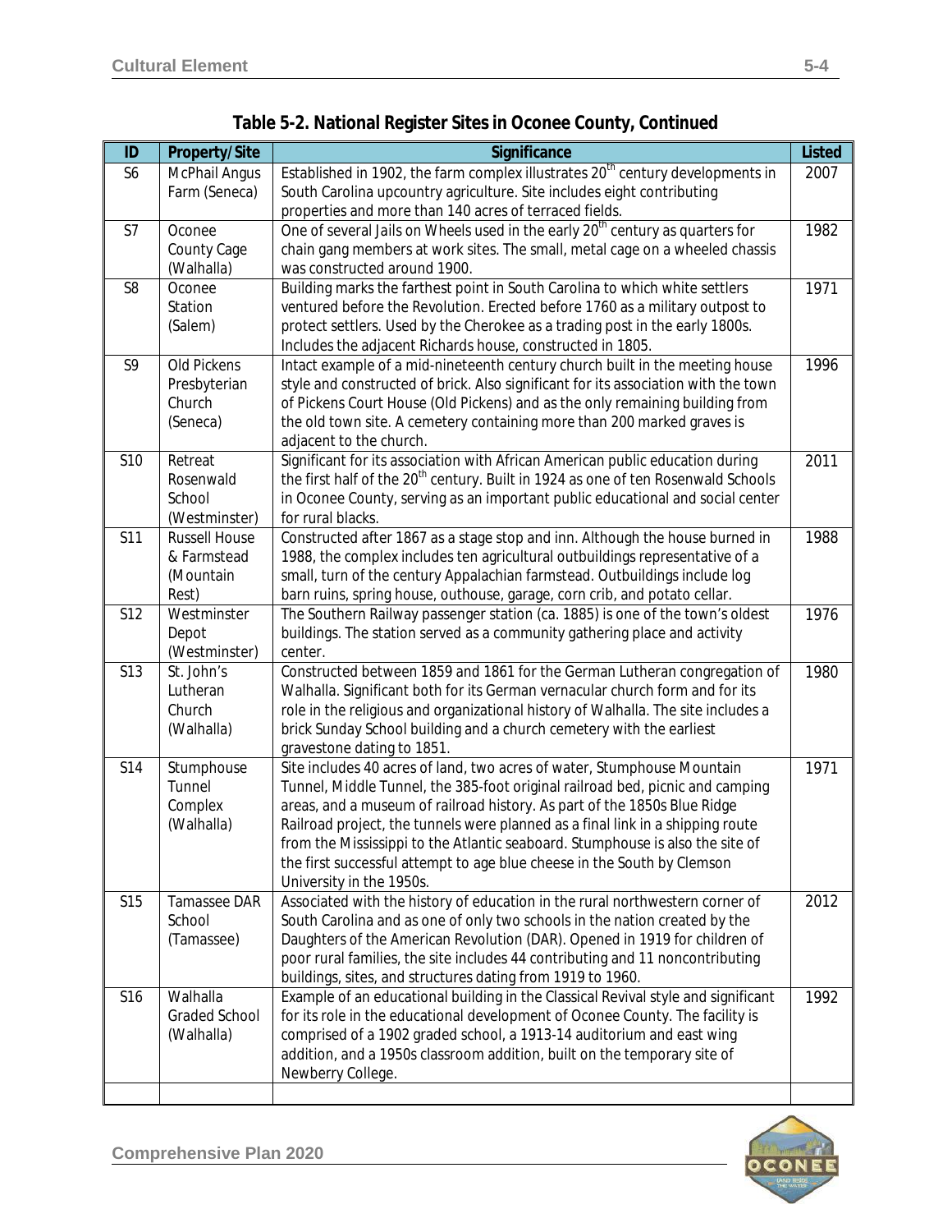**Table 5-2. National Register Sites in Oconee County, Continued**

| ID | Property/Site | Significance | Listed |
|---|---|---|---|
| S6 | McPhail Angus Farm (Seneca) | Established in 1902, the farm complex illustrates 20th century developments in South Carolina upcountry agriculture. Site includes eight contributing properties and more than 140 acres of terraced fields. | 2007 |
| S7 | Oconee County Cage (Walhalla) | One of several Jails on Wheels used in the early 20th century as quarters for chain gang members at work sites. The small, metal cage on a wheeled chassis was constructed around 1900. | 1982 |
| S8 | Oconee Station (Salem) | Building marks the farthest point in South Carolina to which white settlers ventured before the Revolution. Erected before 1760 as a military outpost to protect settlers. Used by the Cherokee as a trading post in the early 1800s. Includes the adjacent Richards house, constructed in 1805. | 1971 |
| S9 | Old Pickens Presbyterian Church (Seneca) | Intact example of a mid-nineteenth century church built in the meeting house style and constructed of brick. Also significant for its association with the town of Pickens Court House (Old Pickens) and as the only remaining building from the old town site. A cemetery containing more than 200 marked graves is adjacent to the church. | 1996 |
| S10 | Retreat Rosenwald School (Westminster) | Significant for its association with African American public education during the first half of the 20th century. Built in 1924 as one of ten Rosenwald Schools in Oconee County, serving as an important public educational and social center for rural blacks. | 2011 |
| S11 | Russell House & Farmstead (Mountain Rest) | Constructed after 1867 as a stage stop and inn. Although the house burned in 1988, the complex includes ten agricultural outbuildings representative of a small, turn of the century Appalachian farmstead. Outbuildings include log barn ruins, spring house, outhouse, garage, corn crib, and potato cellar. | 1988 |
| S12 | Westminster Depot (Westminster) | The Southern Railway passenger station (ca. 1885) is one of the town's oldest buildings. The station served as a community gathering place and activity center. | 1976 |
| S13 | St. John's Lutheran Church (Walhalla) | Constructed between 1859 and 1861 for the German Lutheran congregation of Walhalla. Significant both for its German vernacular church form and for its role in the religious and organizational history of Walhalla. The site includes a brick Sunday School building and a church cemetery with the earliest gravestone dating to 1851. | 1980 |
| S14 | Stumphouse Tunnel Complex (Walhalla) | Site includes 40 acres of land, two acres of water, Stumphouse Mountain Tunnel, Middle Tunnel, the 385-foot original railroad bed, picnic and camping areas, and a museum of railroad history. As part of the 1850s Blue Ridge Railroad project, the tunnels were planned as a final link in a shipping route from the Mississippi to the Atlantic seaboard. Stumphouse is also the site of the first successful attempt to age blue cheese in the South by Clemson University in the 1950s. | 1971 |
| S15 | Tamassee DAR School (Tamassee) | Associated with the history of education in the rural northwestern corner of South Carolina and as one of only two schools in the nation created by the Daughters of the American Revolution (DAR). Opened in 1919 for children of poor rural families, the site includes 44 contributing and 11 noncontributing buildings, sites, and structures dating from 1919 to 1960. | 2012 |
| S16 | Walhalla Graded School (Walhalla) | Example of an educational building in the Classical Revival style and significant for its role in the educational development of Oconee County. The facility is comprised of a 1902 graded school, a 1913-14 auditorium and east wing addition, and a 1950s classroom addition, built on the temporary site of Newberry College. | 1992 |
| | | | |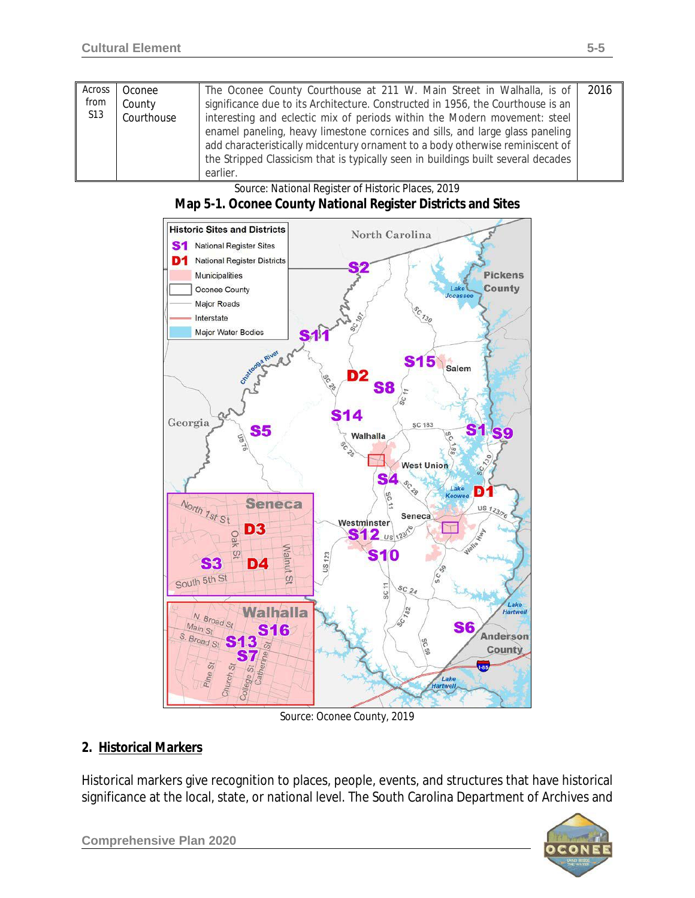| Across from S13 | Oconee County Courthouse | The Oconee County Courthouse at 211 W. Main Street in Walhalla, is of significance due to its Architecture. Constructed in 1956, the Courthouse is an interesting and eclectic mix of periods within the Modern movement: steel enamel paneling, heavy limestone cornices and sills, and large glass paneling add characteristically midcentury ornament to a body otherwise reminiscent of the Stripped Classicism that is typically seen in buildings built several decades earlier. | 2016 |
|---|---|---|---|

Source: National Register of Historic Places, 2019

**Map 5-1. Oconee County National Register Districts and Sites**

Source: Oconee County, 2019

## 2. Historical Markers

Historical markers give recognition to places, people, events, and structures that have historical significance at the local, state, or national level. The South Carolina Department of Archives and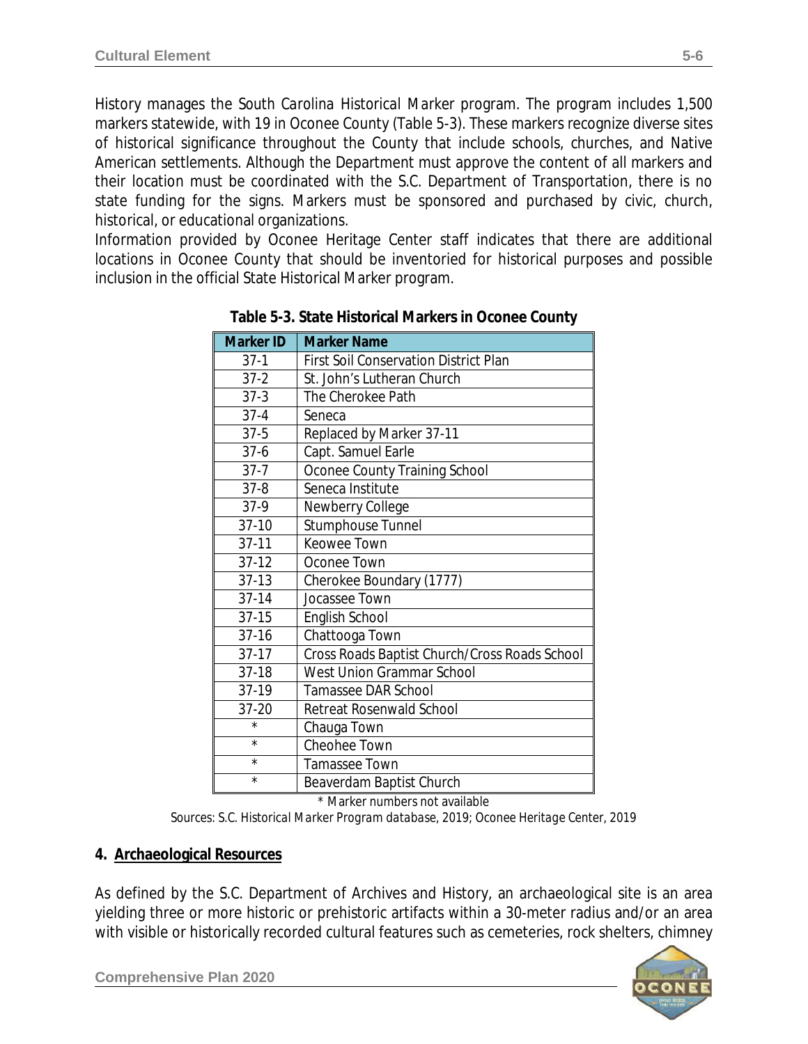History manages the South Carolina Historical Marker program. The program includes 1,500 markers statewide, with 19 in Oconee County (Table 5-3). These markers recognize diverse sites of historical significance throughout the County that include schools, churches, and Native American settlements. Although the Department must approve the content of all markers and their location must be coordinated with the S.C. Department of Transportation, there is no state funding for the signs. Markers must be sponsored and purchased by civic, church, historical, or educational organizations.

Information provided by Oconee Heritage Center staff indicates that there are additional locations in Oconee County that should be inventoried for historical purposes and possible inclusion in the official State Historical Marker program.

**Table 5-3. State Historical Markers in Oconee County**

| Marker ID | Marker Name |
|---|---|
| 37-1 | First Soil Conservation District Plan |
| 37-2 | St. John's Lutheran Church |
| 37-3 | The Cherokee Path |
| 37-4 | Seneca |
| 37-5 | Replaced by Marker 37-11 |
| 37-6 | Capt. Samuel Earle |
| 37-7 | Oconee County Training School |
| 37-8 | Seneca Institute |
| 37-9 | Newberry College |
| 37-10 | Stumphouse Tunnel |
| 37-11 | Keowee Town |
| 37-12 | Oconee Town |
| 37-13 | Cherokee Boundary (1777) |
| 37-14 | Jocassee Town |
| 37-15 | English School |
| 37-16 | Chattooga Town |
| 37-17 | Cross Roads Baptist Church/Cross Roads School |
| 37-18 | West Union Grammar School |
| 37-19 | Tamassee DAR School |
| 37-20 | Retreat Rosenwald School |
| * | Chauga Town |
| * | Cheohee Town |
| * | Tamassee Town |
| * | Beaverdam Baptist Church |

*\* Marker numbers not available*

*Sources: S.C. Historical Marker Program database, 2019; Oconee Heritage Center, 2019*

### 4. Archaeological Resources

As defined by the S.C. Department of Archives and History, an archaeological site is an area yielding three or more historic or prehistoric artifacts within a 30-meter radius and/or an area with visible or historically recorded cultural features such as cemeteries, rock shelters, chimney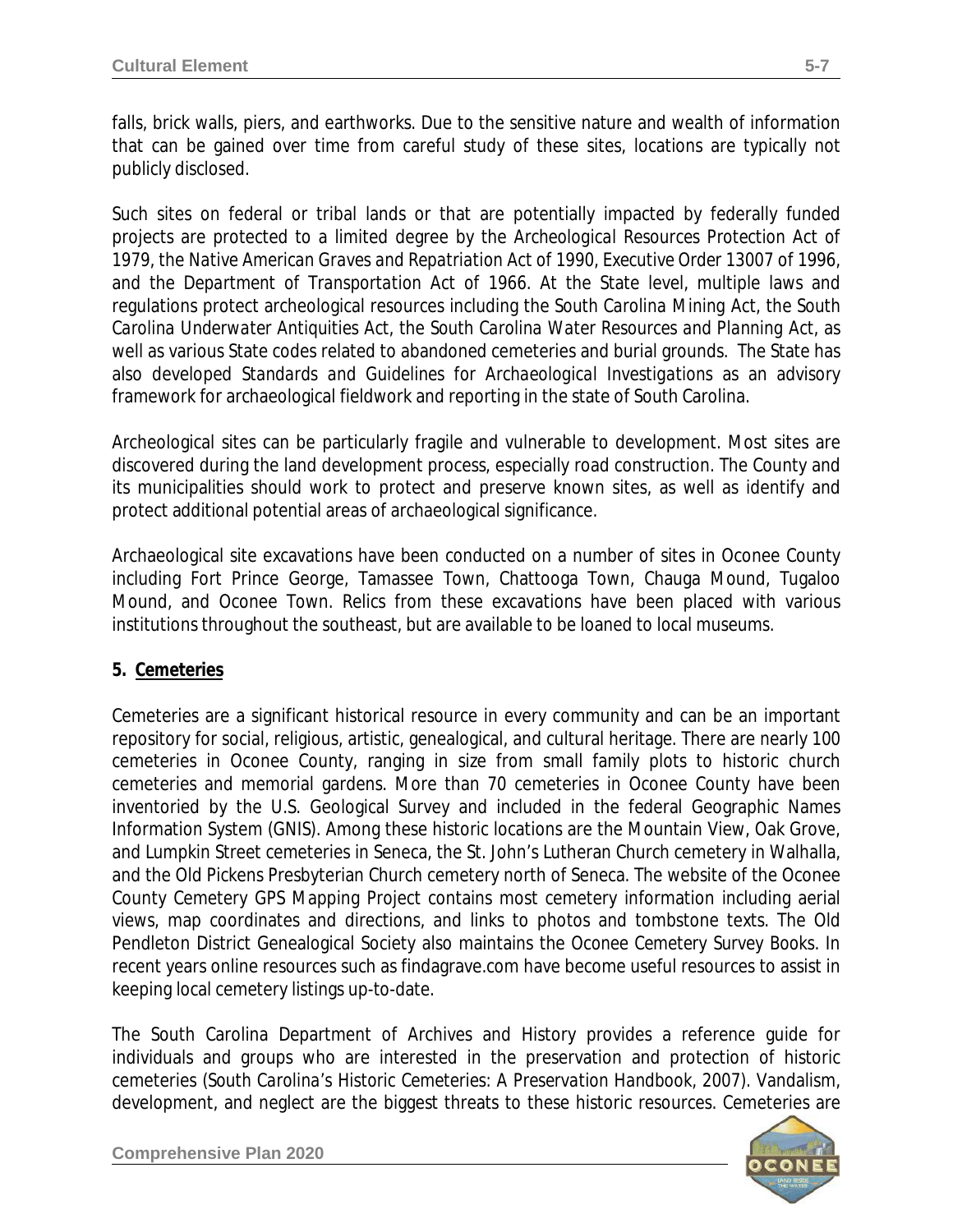falls, brick walls, piers, and earthworks. Due to the sensitive nature and wealth of information that can be gained over time from careful study of these sites, locations are typically not publicly disclosed.

Such sites on federal or tribal lands or that are potentially impacted by federally funded projects are protected to a limited degree by the Archeological Resources Protection Act of 1979, the Native American Graves and Repatriation Act of 1990, Executive Order 13007 of 1996, and the Department of Transportation Act of 1966. At the State level, multiple laws and regulations protect archeological resources including the South Carolina Mining Act, the South Carolina Underwater Antiquities Act, the South Carolina Water Resources and Planning Act, as well as various State codes related to abandoned cemeteries and burial grounds. The State has also developed *Standards and Guidelines for Archaeological Investigations* as an advisory framework for archaeological fieldwork and reporting in the state of South Carolina.

Archeological sites can be particularly fragile and vulnerable to development. Most sites are discovered during the land development process, especially road construction. The County and its municipalities should work to protect and preserve known sites, as well as identify and protect additional potential areas of archaeological significance.

Archaeological site excavations have been conducted on a number of sites in Oconee County including Fort Prince George, Tamassee Town, Chattooga Town, Chauga Mound, Tugaloo Mound, and Oconee Town. Relics from these excavations have been placed with various institutions throughout the southeast, but are available to be loaned to local museums.

## 5. Cemeteries

Cemeteries are a significant historical resource in every community and can be an important repository for social, religious, artistic, genealogical, and cultural heritage. There are nearly 100 cemeteries in Oconee County, ranging in size from small family plots to historic church cemeteries and memorial gardens. More than 70 cemeteries in Oconee County have been inventoried by the U.S. Geological Survey and included in the federal Geographic Names Information System (GNIS). Among these historic locations are the Mountain View, Oak Grove, and Lumpkin Street cemeteries in Seneca, the St. John's Lutheran Church cemetery in Walhalla, and the Old Pickens Presbyterian Church cemetery north of Seneca. The website of the Oconee County Cemetery GPS Mapping Project contains most cemetery information including aerial views, map coordinates and directions, and links to photos and tombstone texts. The Old Pendleton District Genealogical Society also maintains the Oconee Cemetery Survey Books. In recent years online resources such as findagrave.com have become useful resources to assist in keeping local cemetery listings up-to-date.

The South Carolina Department of Archives and History provides a reference guide for individuals and groups who are interested in the preservation and protection of historic cemeteries (*South Carolina's Historic Cemeteries: A Preservation Handbook*, 2007). Vandalism, development, and neglect are the biggest threats to these historic resources. Cemeteries are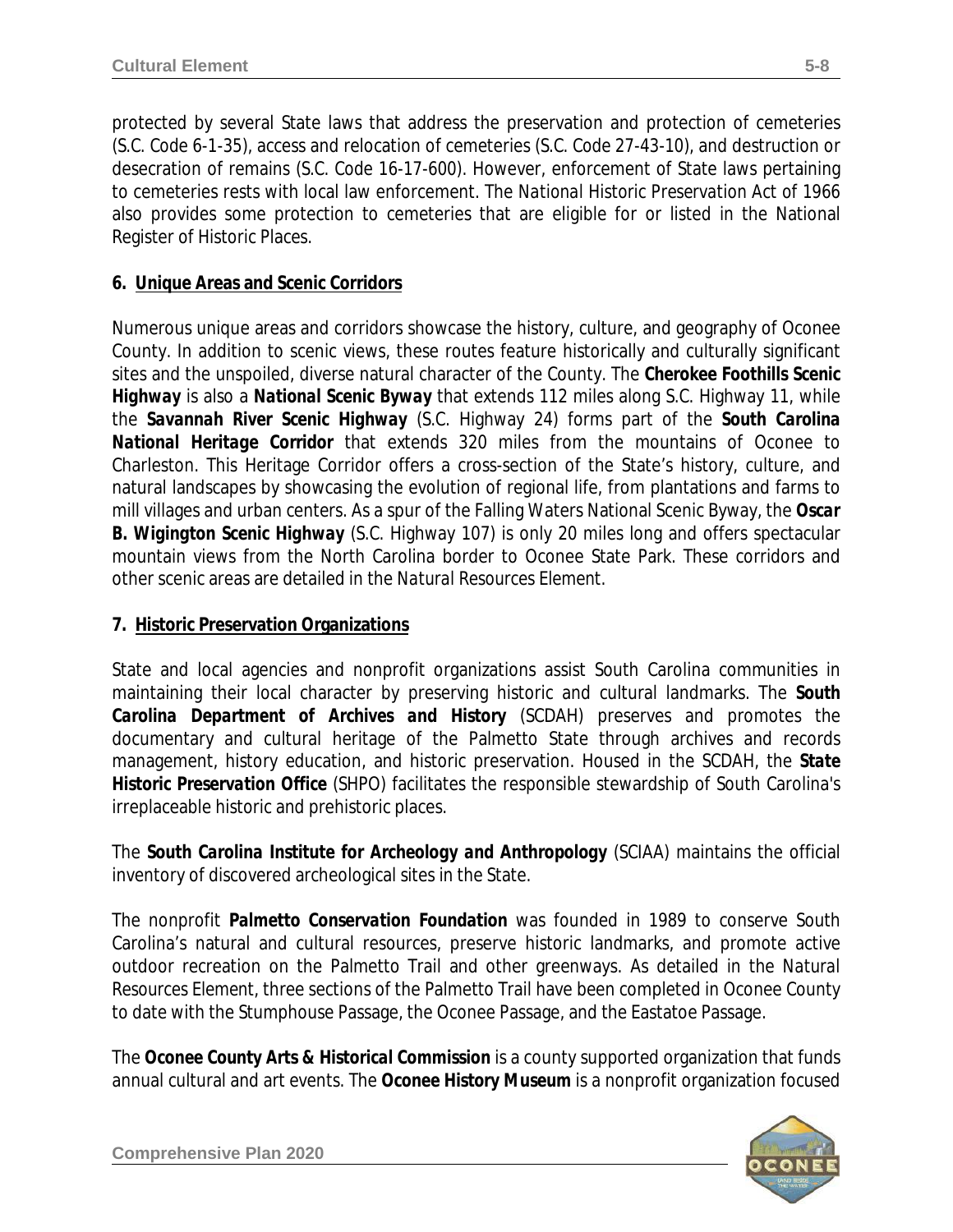protected by several State laws that address the preservation and protection of cemeteries (S.C. Code 6-1-35), access and relocation of cemeteries (S.C. Code 27-43-10), and destruction or desecration of remains (S.C. Code 16-17-600). However, enforcement of State laws pertaining to cemeteries rests with local law enforcement. The *National Historic Preservation Act of 1966* also provides some protection to cemeteries that are eligible for or listed in the National Register of Historic Places.

### 6. Unique Areas and Scenic Corridors

Numerous unique areas and corridors showcase the history, culture, and geography of Oconee County. In addition to scenic views, these routes feature historically and culturally significant sites and the unspoiled, diverse natural character of the County. The **Cherokee Foothills Scenic Highway** is also a **National Scenic Byway** that extends 112 miles along S.C. Highway 11, while the **Savannah River Scenic Highway** (S.C. Highway 24) forms part of the **South Carolina National Heritage Corridor** that extends 320 miles from the mountains of Oconee to Charleston. This Heritage Corridor offers a cross-section of the State's history, culture, and natural landscapes by showcasing the evolution of regional life, from plantations and farms to mill villages and urban centers. As a spur of the Falling Waters National Scenic Byway, the **Oscar B. Wigington Scenic Highway** (S.C. Highway 107) is only 20 miles long and offers spectacular mountain views from the North Carolina border to Oconee State Park. These corridors and other scenic areas are detailed in the *Natural Resources Element*.

### 7. Historic Preservation Organizations

State and local agencies and nonprofit organizations assist South Carolina communities in maintaining their local character by preserving historic and cultural landmarks. The **South Carolina Department of Archives and History** (SCDAH) preserves and promotes the documentary and cultural heritage of the Palmetto State through archives and records management, history education, and historic preservation. Housed in the SCDAH, the **State Historic Preservation Office** (SHPO) facilitates the responsible stewardship of South Carolina's irreplaceable historic and prehistoric places.

The **South Carolina Institute for Archeology and Anthropology** (SCIAA) maintains the official inventory of discovered archeological sites in the State.

The nonprofit **Palmetto Conservation Foundation** was founded in 1989 to conserve South Carolina's natural and cultural resources, preserve historic landmarks, and promote active outdoor recreation on the Palmetto Trail and other greenways. As detailed in the *Natural Resources Element*, three sections of the Palmetto Trail have been completed in Oconee County to date with the Stumphouse Passage, the Oconee Passage, and the Eastatoe Passage.

The **Oconee County Arts & Historical Commission** is a county supported organization that funds annual cultural and art events. The **Oconee History Museum** is a nonprofit organization focused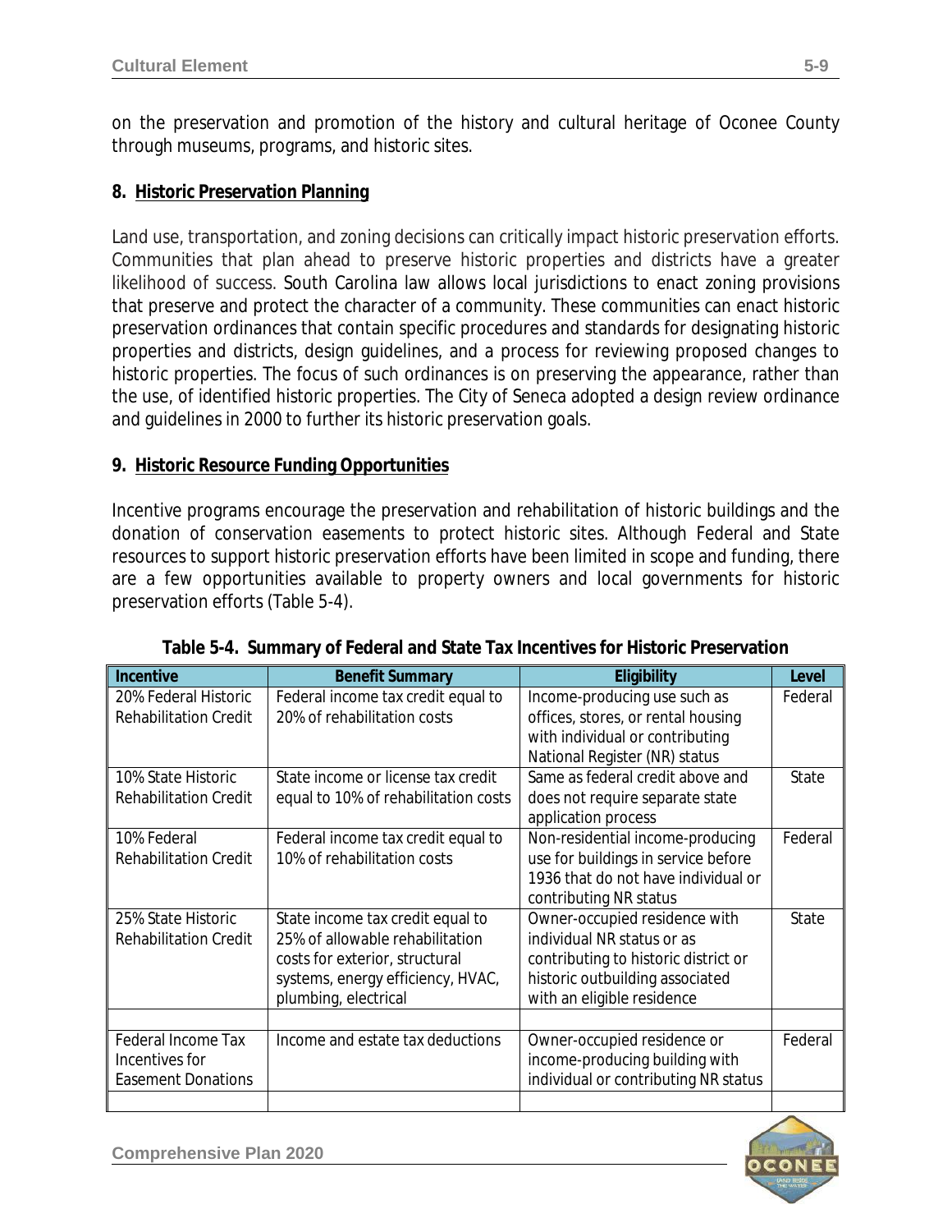on the preservation and promotion of the history and cultural heritage of Oconee County through museums, programs, and historic sites.

## 8. Historic Preservation Planning

Land use, transportation, and zoning decisions can critically impact historic preservation efforts. Communities that plan ahead to preserve historic properties and districts have a greater likelihood of success. South Carolina law allows local jurisdictions to enact zoning provisions that preserve and protect the character of a community. These communities can enact historic preservation ordinances that contain specific procedures and standards for designating historic properties and districts, design guidelines, and a process for reviewing proposed changes to historic properties. The focus of such ordinances is on preserving the appearance, rather than the use, of identified historic properties. The City of Seneca adopted a design review ordinance and guidelines in 2000 to further its historic preservation goals.

## 9. Historic Resource Funding Opportunities

Incentive programs encourage the preservation and rehabilitation of historic buildings and the donation of conservation easements to protect historic sites. Although Federal and State resources to support historic preservation efforts have been limited in scope and funding, there are a few opportunities available to property owners and local governments for historic preservation efforts (Table 5-4).

**Table 5-4. Summary of Federal and State Tax Incentives for Historic Preservation**

| Incentive | Benefit Summary | Eligibility | Level |
|---|---|---|---|
| 20% Federal Historic Rehabilitation Credit | Federal income tax credit equal to 20% of rehabilitation costs | Income-producing use such as offices, stores, or rental housing with individual or contributing National Register (NR) status | Federal |
| 10% State Historic Rehabilitation Credit | State income or license tax credit equal to 10% of rehabilitation costs | Same as federal credit above and does not require separate state application process | State |
| 10% Federal Rehabilitation Credit | Federal income tax credit equal to 10% of rehabilitation costs | Non-residential income-producing use for buildings in service before 1936 that do not have individual or contributing NR status | Federal |
| 25% State Historic Rehabilitation Credit | State income tax credit equal to 25% of allowable rehabilitation costs for exterior, structural systems, energy efficiency, HVAC, plumbing, electrical | Owner-occupied residence with individual NR status or as contributing to historic district or historic outbuilding associated with an eligible residence | State |
| | | | |
| Federal Income Tax Incentives for Easement Donations | Income and estate tax deductions | Owner-occupied residence or income-producing building with individual or contributing NR status | Federal |
| | | | |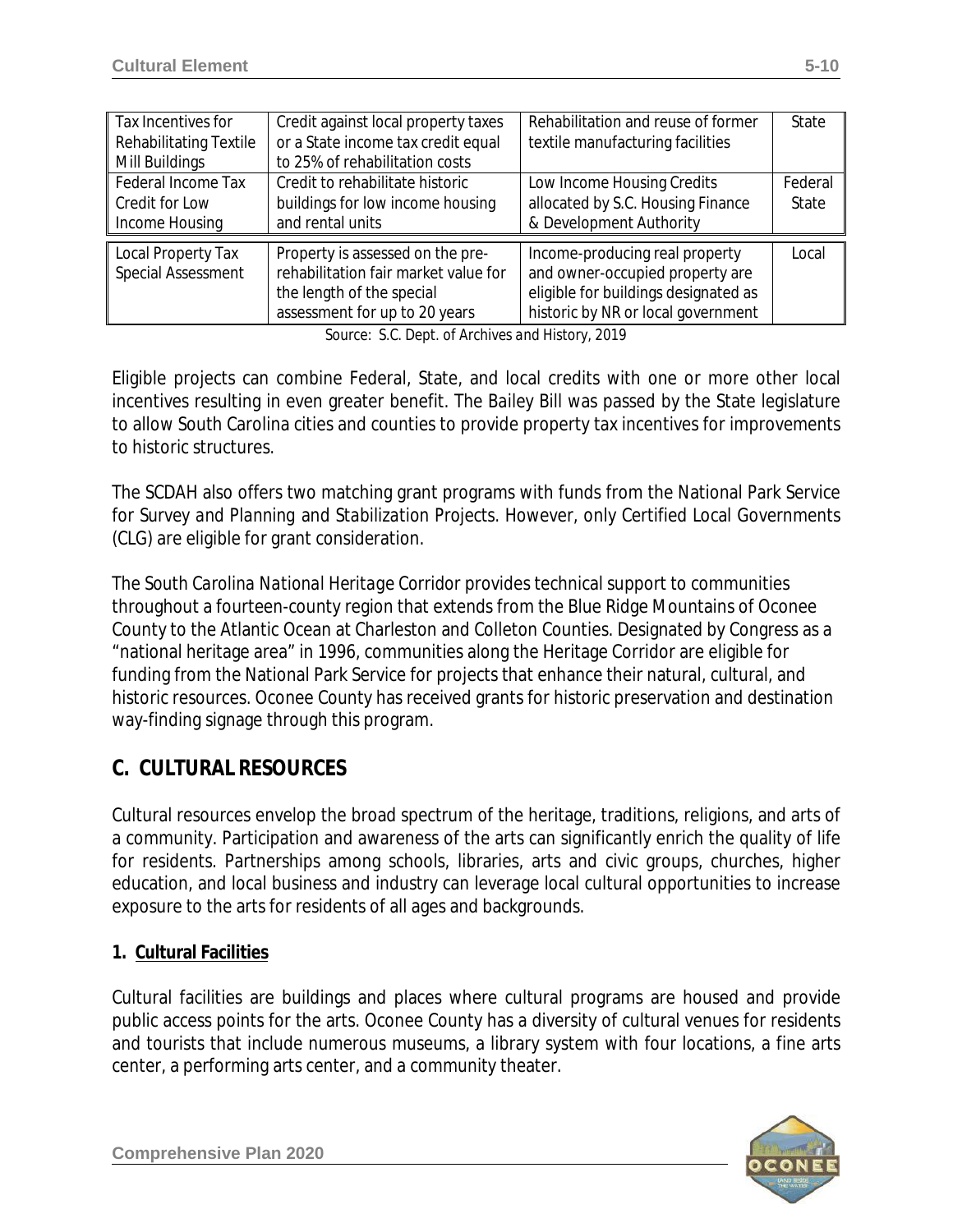| Tax Incentives for Rehabilitating Textile Mill Buildings | Credit against local property taxes or a State income tax credit equal to 25% of rehabilitation costs | Rehabilitation and reuse of former textile manufacturing facilities | State |
|---|---|---|---|
| Federal Income Tax Credit for Low Income Housing | Credit to rehabilitate historic buildings for low income housing and rental units | Low Income Housing Credits allocated by S.C. Housing Finance & Development Authority | Federal State |
| Local Property Tax Special Assessment | Property is assessed on the pre-rehabilitation fair market value for the length of the special assessment for up to 20 years | Income-producing real property and owner-occupied property are eligible for buildings designated as historic by NR or local government | Local |

Source: S.C. Dept. of Archives and History, 2019

Eligible projects can combine Federal, State, and local credits with one or more other local incentives resulting in even greater benefit. The Bailey Bill was passed by the State legislature to allow South Carolina cities and counties to provide property tax incentives for improvements to historic structures.

The SCDAH also offers two matching grant programs with funds from the National Park Service for *Survey and Planning* and *Stabilization Projects*. However, only Certified Local Governments (CLG) are eligible for grant consideration.

The *South Carolina National Heritage Corridor* provides technical support to communities throughout a fourteen-county region that extends from the Blue Ridge Mountains of Oconee County to the Atlantic Ocean at Charleston and Colleton Counties. Designated by Congress as a "national heritage area" in 1996, communities along the Heritage Corridor are eligible for funding from the National Park Service for projects that enhance their natural, cultural, and historic resources. Oconee County has received grants for historic preservation and destination way-finding signage through this program.

## C. CULTURAL RESOURCES

Cultural resources envelop the broad spectrum of the heritage, traditions, religions, and arts of a community. Participation and awareness of the arts can significantly enrich the quality of life for residents. Partnerships among schools, libraries, arts and civic groups, churches, higher education, and local business and industry can leverage local cultural opportunities to increase exposure to the arts for residents of all ages and backgrounds.

### 1. Cultural Facilities

Cultural facilities are buildings and places where cultural programs are housed and provide public access points for the arts. Oconee County has a diversity of cultural venues for residents and tourists that include numerous museums, a library system with four locations, a fine arts center, a performing arts center, and a community theater.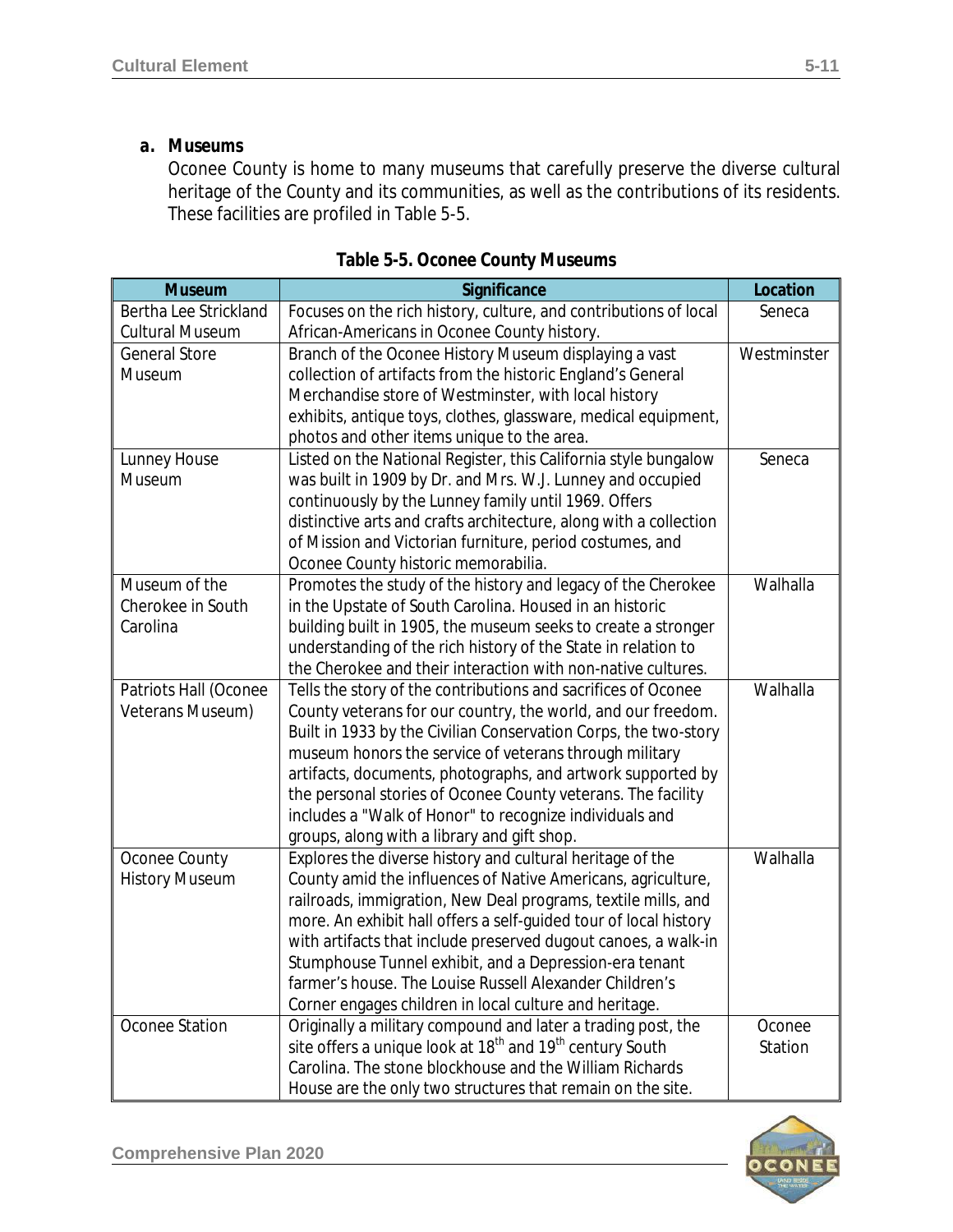### a. Museums

Oconee County is home to many museums that carefully preserve the diverse cultural heritage of the County and its communities, as well as the contributions of its residents. These facilities are profiled in Table 5-5.

**Table 5-5. Oconee County Museums**

| Museum | Significance | Location |
|---|---|---|
| Bertha Lee Strickland Cultural Museum | Focuses on the rich history, culture, and contributions of local African-Americans in Oconee County history. | Seneca |
| General Store Museum | Branch of the Oconee History Museum displaying a vast collection of artifacts from the historic England's General Merchandise store of Westminster, with local history exhibits, antique toys, clothes, glassware, medical equipment, photos and other items unique to the area. | Westminster |
| Lunney House Museum | Listed on the National Register, this California style bungalow was built in 1909 by Dr. and Mrs. W.J. Lunney and occupied continuously by the Lunney family until 1969. Offers distinctive arts and crafts architecture, along with a collection of Mission and Victorian furniture, period costumes, and Oconee County historic memorabilia. | Seneca |
| Museum of the Cherokee in South Carolina | Promotes the study of the history and legacy of the Cherokee in the Upstate of South Carolina. Housed in an historic building built in 1905, the museum seeks to create a stronger understanding of the rich history of the State in relation to the Cherokee and their interaction with non-native cultures. | Walhalla |
| Patriots Hall (Oconee Veterans Museum) | Tells the story of the contributions and sacrifices of Oconee County veterans for our country, the world, and our freedom. Built in 1933 by the Civilian Conservation Corps, the two-story museum honors the service of veterans through military artifacts, documents, photographs, and artwork supported by the personal stories of Oconee County veterans. The facility includes a "Walk of Honor" to recognize individuals and groups, along with a library and gift shop. | Walhalla |
| Oconee County History Museum | Explores the diverse history and cultural heritage of the County amid the influences of Native Americans, agriculture, railroads, immigration, New Deal programs, textile mills, and more. An exhibit hall offers a self-guided tour of local history with artifacts that include preserved dugout canoes, a walk-in Stumphouse Tunnel exhibit, and a Depression-era tenant farmer's house. The Louise Russell Alexander Children's Corner engages children in local culture and heritage. | Walhalla |
| Oconee Station | Originally a military compound and later a trading post, the site offers a unique look at 18th and 19th century South Carolina. The stone blockhouse and the William Richards House are the only two structures that remain on the site. | Oconee Station |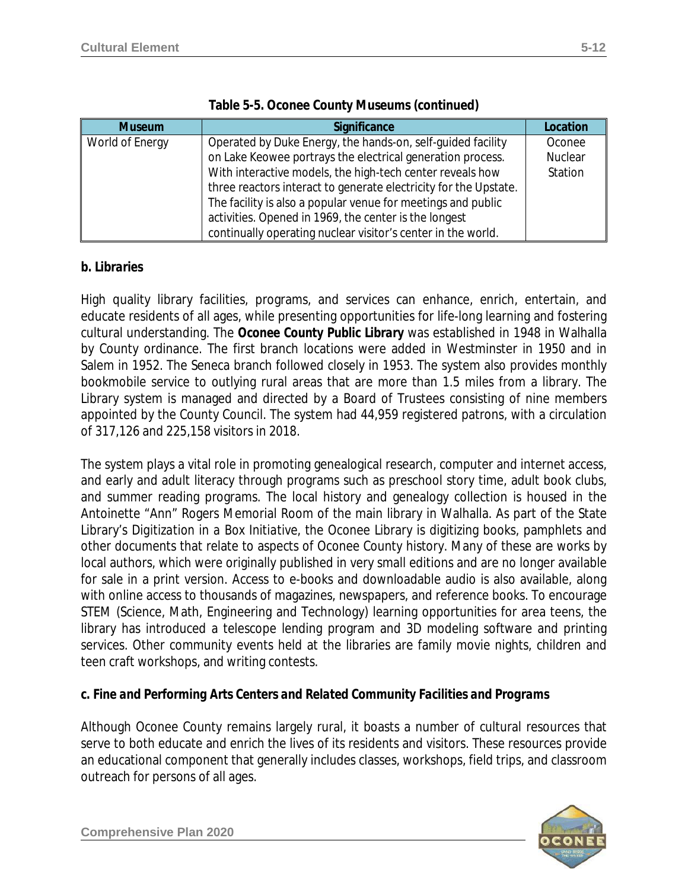**Table 5-5. Oconee County Museums (continued)**

| Museum | Significance | Location |
|---|---|---|
| World of Energy | Operated by Duke Energy, the hands-on, self-guided facility on Lake Keowee portrays the electrical generation process. With interactive models, the high-tech center reveals how three reactors interact to generate electricity for the Upstate. The facility is also a popular venue for meetings and public activities. Opened in 1969, the center is the longest continually operating nuclear visitor's center in the world. | Oconee Nuclear Station |

### b. Libraries

High quality library facilities, programs, and services can enhance, enrich, entertain, and educate residents of all ages, while presenting opportunities for life-long learning and fostering cultural understanding. The **Oconee County Public Library** was established in 1948 in Walhalla by County ordinance. The first branch locations were added in Westminster in 1950 and in Salem in 1952. The Seneca branch followed closely in 1953. The system also provides monthly bookmobile service to outlying rural areas that are more than 1.5 miles from a library. The Library system is managed and directed by a Board of Trustees consisting of nine members appointed by the County Council. The system had 44,959 registered patrons, with a circulation of 317,126 and 225,158 visitors in 2018.

The system plays a vital role in promoting genealogical research, computer and internet access, and early and adult literacy through programs such as preschool story time, adult book clubs, and summer reading programs. The local history and genealogy collection is housed in the Antoinette "Ann" Rogers Memorial Room of the main library in Walhalla. As part of the State Library's *Digitization in a Box Initiative*, the Oconee Library is digitizing books, pamphlets and other documents that relate to aspects of Oconee County history. Many of these are works by local authors, which were originally published in very small editions and are no longer available for sale in a print version. Access to e-books and downloadable audio is also available, along with online access to thousands of magazines, newspapers, and reference books. To encourage STEM (Science, Math, Engineering and Technology) learning opportunities for area teens, the library has introduced a telescope lending program and 3D modeling software and printing services. Other community events held at the libraries are family movie nights, children and teen craft workshops, and writing contests.

### c. Fine and Performing Arts Centers and Related Community Facilities and Programs

Although Oconee County remains largely rural, it boasts a number of cultural resources that serve to both educate and enrich the lives of its residents and visitors. These resources provide an educational component that generally includes classes, workshops, field trips, and classroom outreach for persons of all ages.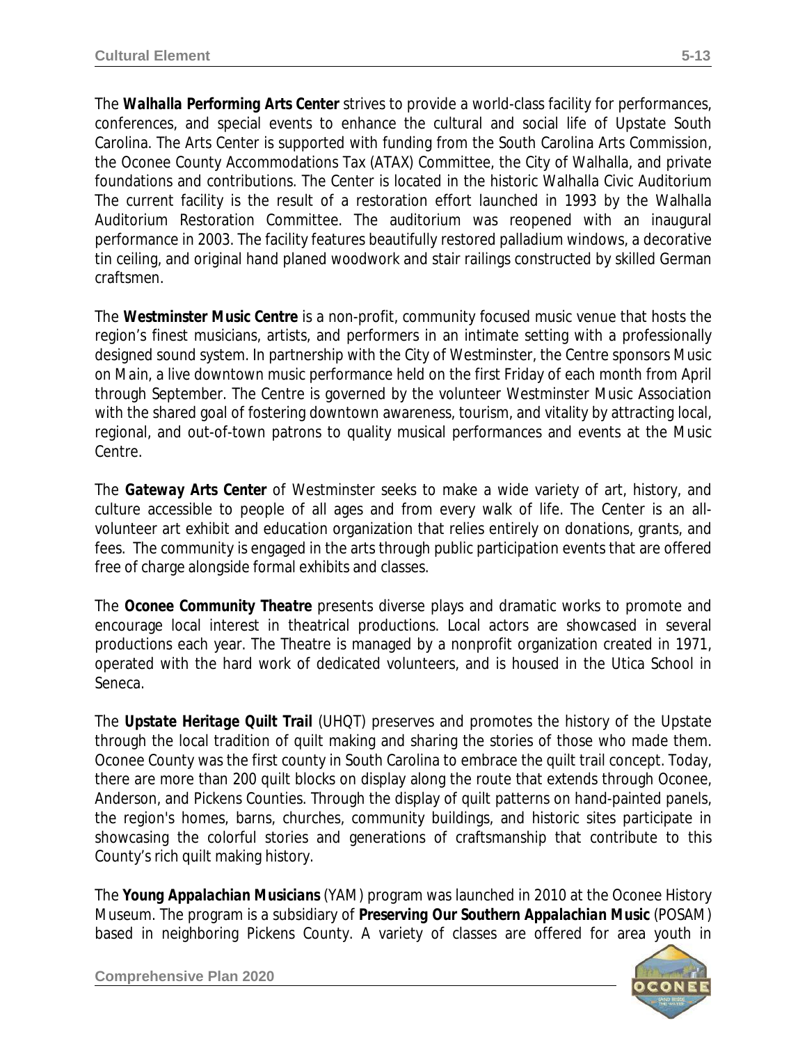The **Walhalla Performing Arts Center** strives to provide a world-class facility for performances, conferences, and special events to enhance the cultural and social life of Upstate South Carolina. The Arts Center is supported with funding from the South Carolina Arts Commission, the Oconee County Accommodations Tax (ATAX) Committee, the City of Walhalla, and private foundations and contributions. The Center is located in the historic Walhalla Civic Auditorium The current facility is the result of a restoration effort launched in 1993 by the Walhalla Auditorium Restoration Committee. The auditorium was reopened with an inaugural performance in 2003. The facility features beautifully restored palladium windows, a decorative tin ceiling, and original hand planed woodwork and stair railings constructed by skilled German craftsmen.

The **Westminster Music Centre** is a non-profit, community focused music venue that hosts the region's finest musicians, artists, and performers in an intimate setting with a professionally designed sound system. In partnership with the City of Westminster, the Centre sponsors Music on Main, a live downtown music performance held on the first Friday of each month from April through September. The Centre is governed by the volunteer Westminster Music Association with the shared goal of fostering downtown awareness, tourism, and vitality by attracting local, regional, and out-of-town patrons to quality musical performances and events at the Music Centre.

The **Gateway Arts Center** of Westminster seeks to make a wide variety of art, history, and culture accessible to people of all ages and from every walk of life. The Center is an all-volunteer art exhibit and education organization that relies entirely on donations, grants, and fees. The community is engaged in the arts through public participation events that are offered free of charge alongside formal exhibits and classes.

The **Oconee Community Theatre** presents diverse plays and dramatic works to promote and encourage local interest in theatrical productions. Local actors are showcased in several productions each year. The Theatre is managed by a nonprofit organization created in 1971, operated with the hard work of dedicated volunteers, and is housed in the Utica School in Seneca.

The **Upstate Heritage Quilt Trail** (UHQT) preserves and promotes the history of the Upstate through the local tradition of quilt making and sharing the stories of those who made them. Oconee County was the first county in South Carolina to embrace the quilt trail concept. Today, there are more than 200 quilt blocks on display along the route that extends through Oconee, Anderson, and Pickens Counties. Through the display of quilt patterns on hand-painted panels, the region's homes, barns, churches, community buildings, and historic sites participate in showcasing the colorful stories and generations of craftsmanship that contribute to this County's rich quilt making history.

The **Young Appalachian Musicians** (YAM) program was launched in 2010 at the Oconee History Museum. The program is a subsidiary of **Preserving Our Southern Appalachian Music** (POSAM) based in neighboring Pickens County. A variety of classes are offered for area youth in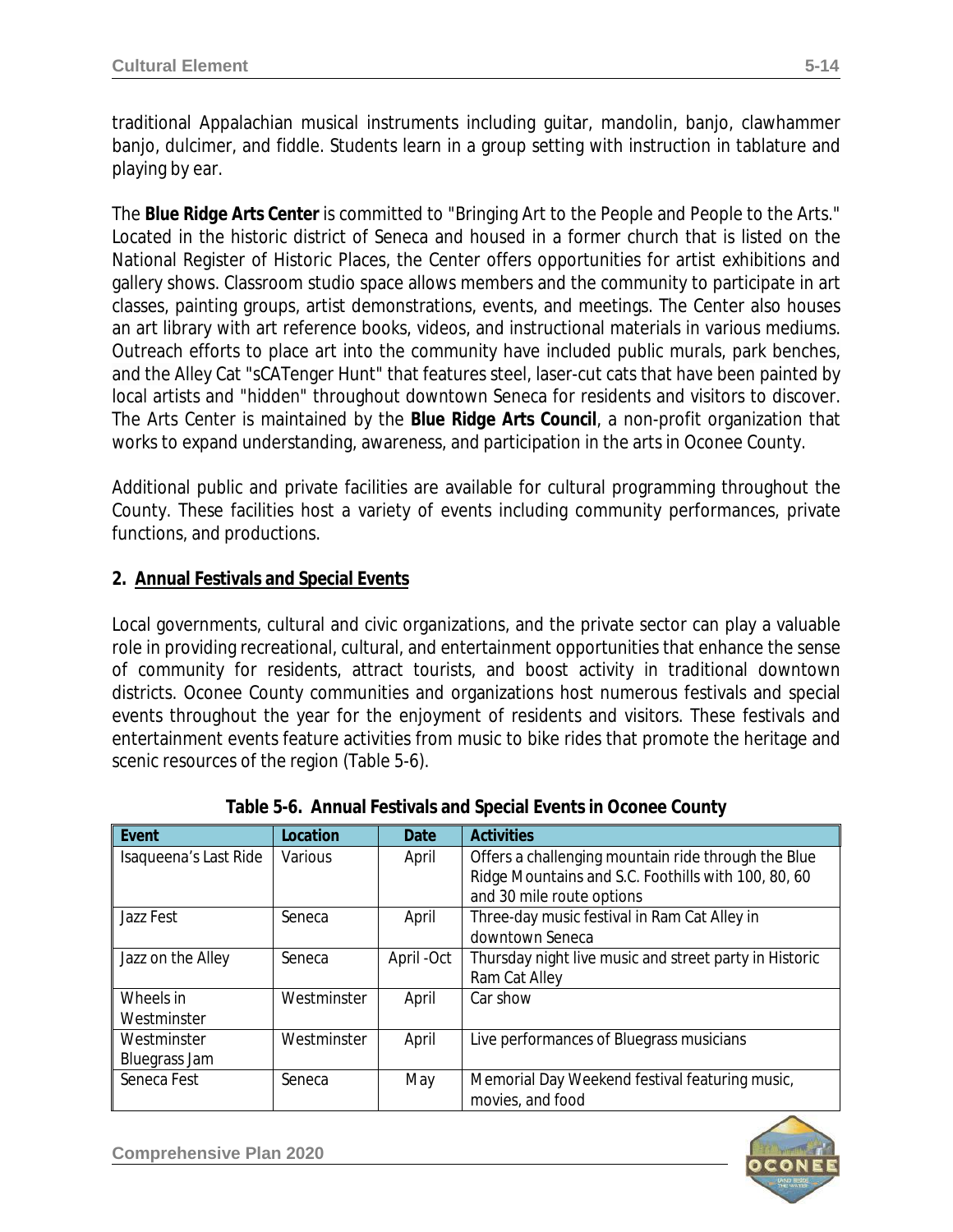traditional Appalachian musical instruments including guitar, mandolin, banjo, clawhammer banjo, dulcimer, and fiddle. Students learn in a group setting with instruction in tablature and playing by ear.

The **Blue Ridge Arts Center** is committed to "Bringing Art to the People and People to the Arts." Located in the historic district of Seneca and housed in a former church that is listed on the National Register of Historic Places, the Center offers opportunities for artist exhibitions and gallery shows. Classroom studio space allows members and the community to participate in art classes, painting groups, artist demonstrations, events, and meetings. The Center also houses an art library with art reference books, videos, and instructional materials in various mediums. Outreach efforts to place art into the community have included public murals, park benches, and the Alley Cat "sCATenger Hunt" that features steel, laser-cut cats that have been painted by local artists and "hidden" throughout downtown Seneca for residents and visitors to discover. The Arts Center is maintained by the **Blue Ridge Arts Council**, a non-profit organization that works to expand understanding, awareness, and participation in the arts in Oconee County.

Additional public and private facilities are available for cultural programming throughout the County. These facilities host a variety of events including community performances, private functions, and productions.

**2. Annual Festivals and Special Events**

Local governments, cultural and civic organizations, and the private sector can play a valuable role in providing recreational, cultural, and entertainment opportunities that enhance the sense of community for residents, attract tourists, and boost activity in traditional downtown districts. Oconee County communities and organizations host numerous festivals and special events throughout the year for the enjoyment of residents and visitors. These festivals and entertainment events feature activities from music to bike rides that promote the heritage and scenic resources of the region (Table 5-6).

**Table 5-6. Annual Festivals and Special Events in Oconee County**

| Event | Location | Date | Activities |
|---|---|---|---|
| Isaqueena's Last Ride | Various | April | Offers a challenging mountain ride through the Blue Ridge Mountains and S.C. Foothills with 100, 80, 60 and 30 mile route options |
| Jazz Fest | Seneca | April | Three-day music festival in Ram Cat Alley in downtown Seneca |
| Jazz on the Alley | Seneca | April -Oct | Thursday night live music and street party in Historic Ram Cat Alley |
| Wheels in Westminster | Westminster | April | Car show |
| Westminster Bluegrass Jam | Westminster | April | Live performances of Bluegrass musicians |
| Seneca Fest | Seneca | May | Memorial Day Weekend festival featuring music, movies, and food |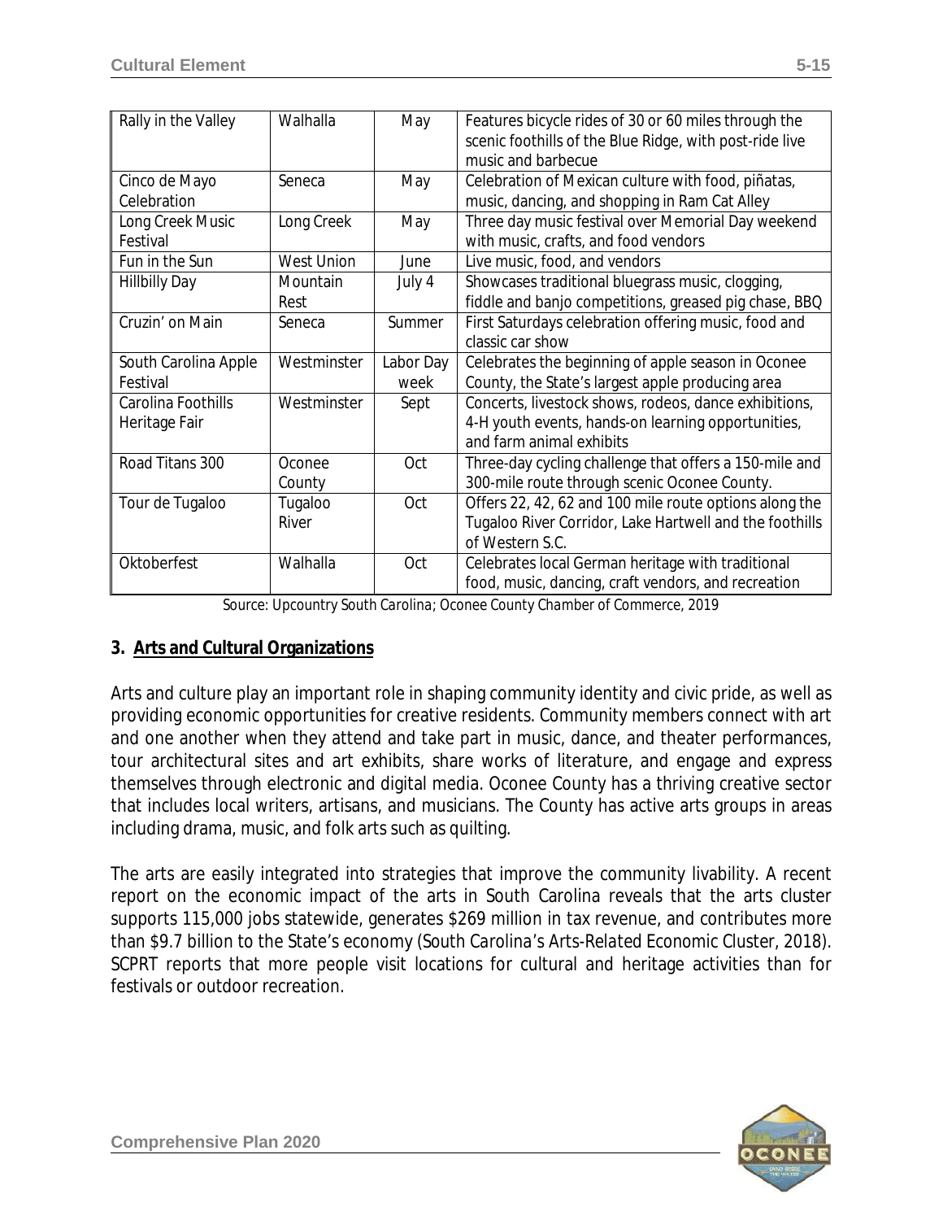| Rally in the Valley | Walhalla | May | Features bicycle rides of 30 or 60 miles through the scenic foothills of the Blue Ridge, with post-ride live music and barbecue |
|---|---|---|---|
| Cinco de Mayo Celebration | Seneca | May | Celebration of Mexican culture with food, piñatas, music, dancing, and shopping in Ram Cat Alley |
| Long Creek Music Festival | Long Creek | May | Three day music festival over Memorial Day weekend with music, crafts, and food vendors |
| Fun in the Sun | West Union | June | Live music, food, and vendors |
| Hillbilly Day | Mountain Rest | July 4 | Showcases traditional bluegrass music, clogging, fiddle and banjo competitions, greased pig chase, BBQ |
| Cruzin' on Main | Seneca | Summer | First Saturdays celebration offering music, food and classic car show |
| South Carolina Apple Festival | Westminster | Labor Day week | Celebrates the beginning of apple season in Oconee County, the State's largest apple producing area |
| Carolina Foothills Heritage Fair | Westminster | Sept | Concerts, livestock shows, rodeos, dance exhibitions, 4-H youth events, hands-on learning opportunities, and farm animal exhibits |
| Road Titans 300 | Oconee County | Oct | Three-day cycling challenge that offers a 150-mile and 300-mile route through scenic Oconee County. |
| Tour de Tugaloo | Tugaloo River | Oct | Offers 22, 42, 62 and 100 mile route options along the Tugaloo River Corridor, Lake Hartwell and the foothills of Western S.C. |
| Oktoberfest | Walhalla | Oct | Celebrates local German heritage with traditional food, music, dancing, craft vendors, and recreation |

*Source: Upcountry South Carolina; Oconee County Chamber of Commerce, 2019*

### 3. Arts and Cultural Organizations

Arts and culture play an important role in shaping community identity and civic pride, as well as providing economic opportunities for creative residents. Community members connect with art and one another when they attend and take part in music, dance, and theater performances, tour architectural sites and art exhibits, share works of literature, and engage and express themselves through electronic and digital media. Oconee County has a thriving creative sector that includes local writers, artisans, and musicians. The County has active arts groups in areas including drama, music, and folk arts such as quilting.

The arts are easily integrated into strategies that improve the community livability. A recent report on the economic impact of the arts in South Carolina reveals that the arts cluster supports 115,000 jobs statewide, generates $269 million in tax revenue, and contributes more than $9.7 billion to the State's economy (*South Carolina's Arts-Related Economic Cluster*, 2018). SCPRT reports that more people visit locations for cultural and heritage activities than for festivals or outdoor recreation.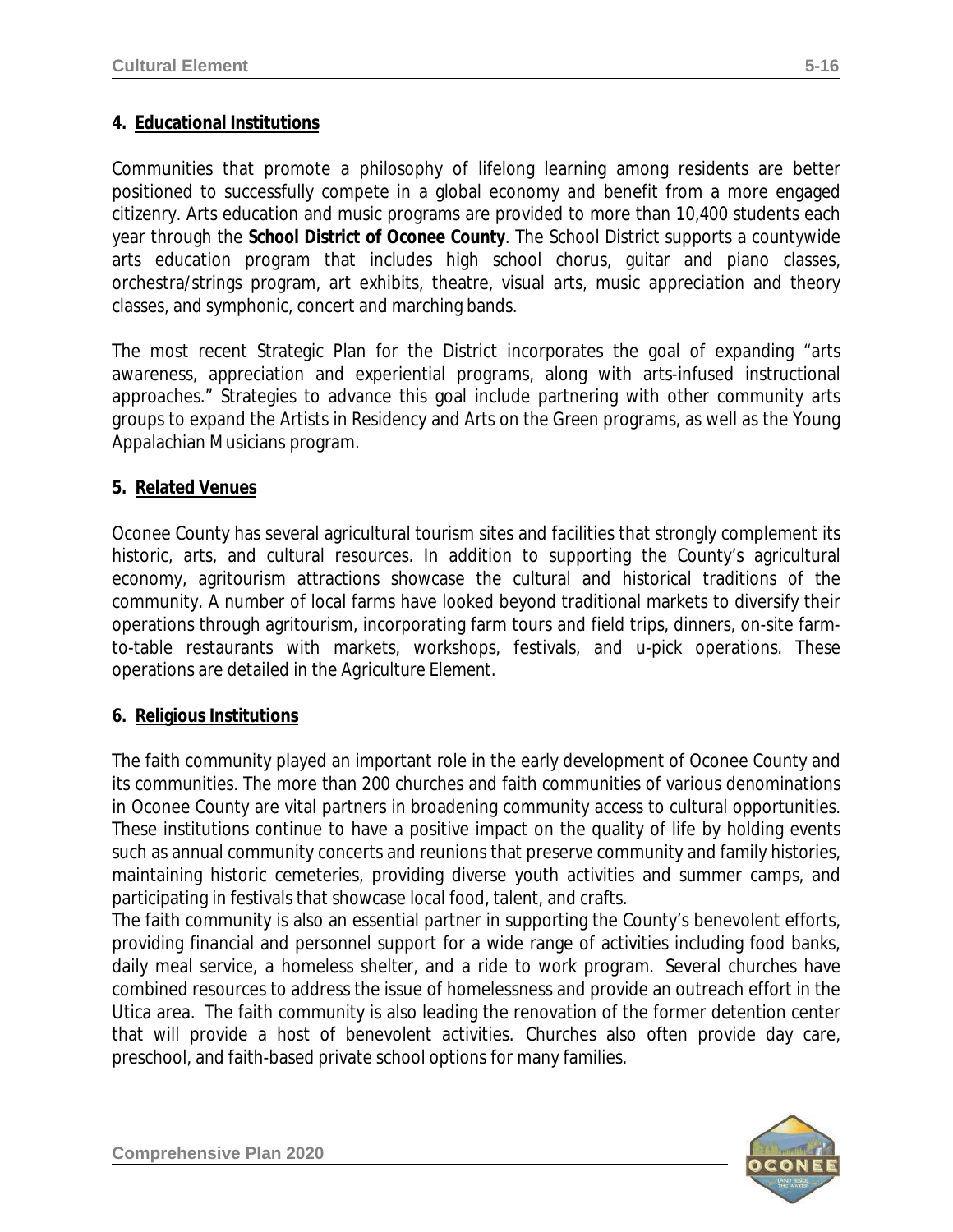**4. Educational Institutions**

Communities that promote a philosophy of lifelong learning among residents are better positioned to successfully compete in a global economy and benefit from a more engaged citizenry. Arts education and music programs are provided to more than 10,400 students each year through the **School District of Oconee County**. The School District supports a countywide arts education program that includes high school chorus, guitar and piano classes, orchestra/strings program, art exhibits, theatre, visual arts, music appreciation and theory classes, and symphonic, concert and marching bands.

The most recent Strategic Plan for the District incorporates the goal of expanding "arts awareness, appreciation and experiential programs, along with arts-infused instructional approaches." Strategies to advance this goal include partnering with other community arts groups to expand the Artists in Residency and Arts on the Green programs, as well as the Young Appalachian Musicians program.

**5. Related Venues**

Oconee County has several agricultural tourism sites and facilities that strongly complement its historic, arts, and cultural resources. In addition to supporting the County's agricultural economy, agritourism attractions showcase the cultural and historical traditions of the community. A number of local farms have looked beyond traditional markets to diversify their operations through agritourism, incorporating farm tours and field trips, dinners, on-site farm-to-table restaurants with markets, workshops, festivals, and u-pick operations. These operations are detailed in the Agriculture Element.

**6. Religious Institutions**

The faith community played an important role in the early development of Oconee County and its communities. The more than 200 churches and faith communities of various denominations in Oconee County are vital partners in broadening community access to cultural opportunities. These institutions continue to have a positive impact on the quality of life by holding events such as annual community concerts and reunions that preserve community and family histories, maintaining historic cemeteries, providing diverse youth activities and summer camps, and participating in festivals that showcase local food, talent, and crafts.

The faith community is also an essential partner in supporting the County's benevolent efforts, providing financial and personnel support for a wide range of activities including food banks, daily meal service, a homeless shelter, and a ride to work program. Several churches have combined resources to address the issue of homelessness and provide an outreach effort in the Utica area. The faith community is also leading the renovation of the former detention center that will provide a host of benevolent activities. Churches also often provide day care, preschool, and faith-based private school options for many families.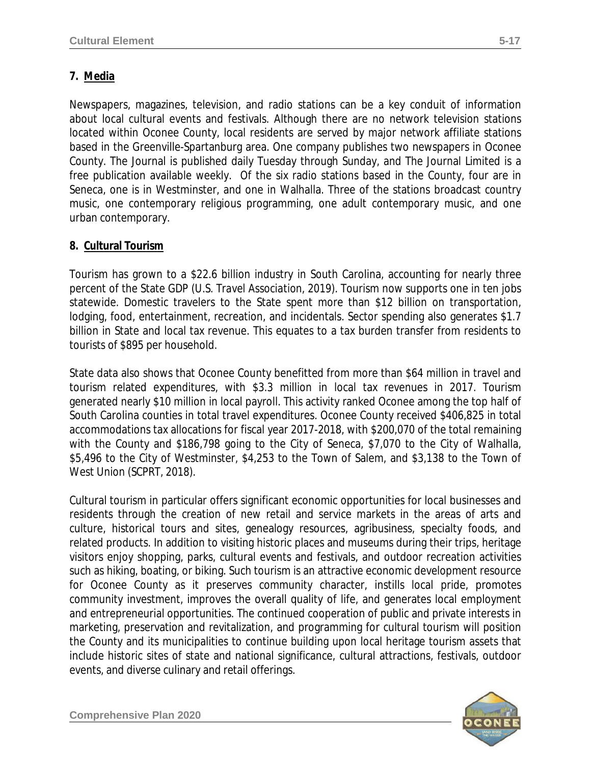## 7. Media

Newspapers, magazines, television, and radio stations can be a key conduit of information about local cultural events and festivals. Although there are no network television stations located within Oconee County, local residents are served by major network affiliate stations based in the Greenville-Spartanburg area. One company publishes two newspapers in Oconee County. The Journal is published daily Tuesday through Sunday, and The Journal Limited is a free publication available weekly. Of the six radio stations based in the County, four are in Seneca, one is in Westminster, and one in Walhalla. Three of the stations broadcast country music, one contemporary religious programming, one adult contemporary music, and one urban contemporary.

## 8. Cultural Tourism

Tourism has grown to a $22.6 billion industry in South Carolina, accounting for nearly three percent of the State GDP (U.S. Travel Association, 2019). Tourism now supports one in ten jobs statewide. Domestic travelers to the State spent more than $12 billion on transportation, lodging, food, entertainment, recreation, and incidentals. Sector spending also generates $1.7 billion in State and local tax revenue. This equates to a tax burden transfer from residents to tourists of $895 per household.

State data also shows that Oconee County benefitted from more than $64 million in travel and tourism related expenditures, with $3.3 million in local tax revenues in 2017. Tourism generated nearly $10 million in local payroll. This activity ranked Oconee among the top half of South Carolina counties in total travel expenditures. Oconee County received $406,825 in total accommodations tax allocations for fiscal year 2017-2018, with $200,070 of the total remaining with the County and $186,798 going to the City of Seneca, $7,070 to the City of Walhalla, $5,496 to the City of Westminster, $4,253 to the Town of Salem, and $3,138 to the Town of West Union (SCPRT, 2018).

Cultural tourism in particular offers significant economic opportunities for local businesses and residents through the creation of new retail and service markets in the areas of arts and culture, historical tours and sites, genealogy resources, agribusiness, specialty foods, and related products. In addition to visiting historic places and museums during their trips, heritage visitors enjoy shopping, parks, cultural events and festivals, and outdoor recreation activities such as hiking, boating, or biking. Such tourism is an attractive economic development resource for Oconee County as it preserves community character, instills local pride, promotes community investment, improves the overall quality of life, and generates local employment and entrepreneurial opportunities. The continued cooperation of public and private interests in marketing, preservation and revitalization, and programming for cultural tourism will position the County and its municipalities to continue building upon local heritage tourism assets that include historic sites of state and national significance, cultural attractions, festivals, outdoor events, and diverse culinary and retail offerings.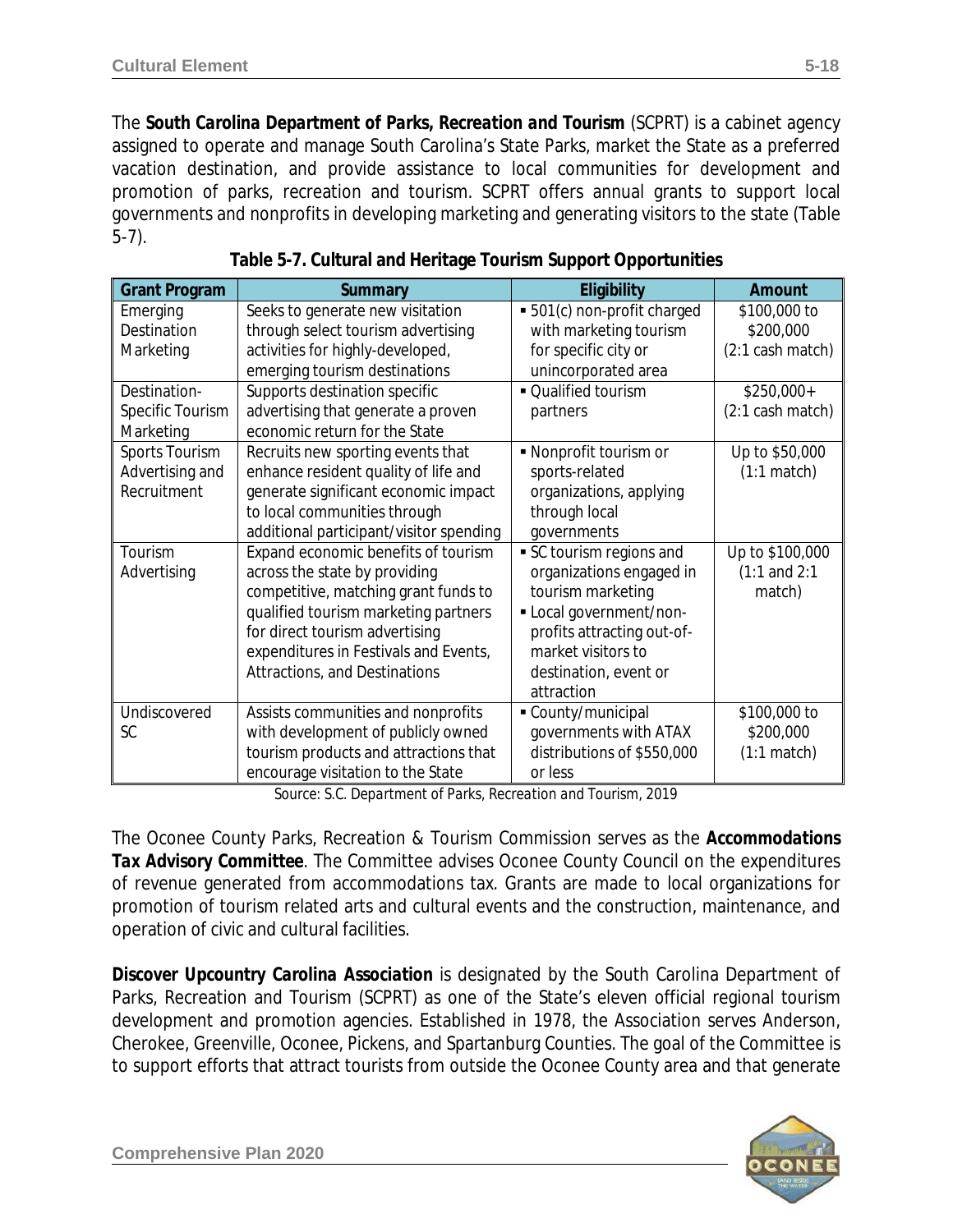The **South Carolina Department of Parks, Recreation and Tourism** (SCPRT) is a cabinet agency assigned to operate and manage South Carolina's State Parks, market the State as a preferred vacation destination, and provide assistance to local communities for development and promotion of parks, recreation and tourism. SCPRT offers annual grants to support local governments and nonprofits in developing marketing and generating visitors to the state (Table 5-7).

**Table 5-7. Cultural and Heritage Tourism Support Opportunities**

| Grant Program | Summary | Eligibility | Amount |
|---|---|---|---|
| Emerging Destination Marketing | Seeks to generate new visitation through select tourism advertising activities for highly-developed, emerging tourism destinations | ▪ 501(c) non-profit charged with marketing tourism for specific city or unincorporated area | \$100,000 to \$200,000 (2:1 cash match) |
| Destination-Specific Tourism Marketing | Supports destination specific advertising that generate a proven economic return for the State | ▪ Qualified tourism partners | \$250,000+ (2:1 cash match) |
| Sports Tourism Advertising and Recruitment | Recruits new sporting events that enhance resident quality of life and generate significant economic impact to local communities through additional participant/visitor spending | ▪ Nonprofit tourism or sports-related organizations, applying through local governments | Up to \$50,000 (1:1 match) |
| Tourism Advertising | Expand economic benefits of tourism across the state by providing competitive, matching grant funds to qualified tourism marketing partners for direct tourism advertising expenditures in Festivals and Events, Attractions, and Destinations | ▪ SC tourism regions and organizations engaged in tourism marketing ▪ Local government/non-profits attracting out-of-market visitors to destination, event or attraction | Up to \$100,000 (1:1 and 2:1 match) |
| Undiscovered SC | Assists communities and nonprofits with development of publicly owned tourism products and attractions that encourage visitation to the State | ▪ County/municipal governments with ATAX distributions of \$550,000 or less | \$100,000 to \$200,000 (1:1 match) |

*Source: S.C. Department of Parks, Recreation and Tourism, 2019*

The Oconee County Parks, Recreation & Tourism Commission serves as the **Accommodations Tax Advisory Committee**. The Committee advises Oconee County Council on the expenditures of revenue generated from accommodations tax. Grants are made to local organizations for promotion of tourism related arts and cultural events and the construction, maintenance, and operation of civic and cultural facilities.

**Discover Upcountry Carolina Association** is designated by the South Carolina Department of Parks, Recreation and Tourism (SCPRT) as one of the State's eleven official regional tourism development and promotion agencies. Established in 1978, the Association serves Anderson, Cherokee, Greenville, Oconee, Pickens, and Spartanburg Counties. The goal of the Committee is to support efforts that attract tourists from outside the Oconee County area and that generate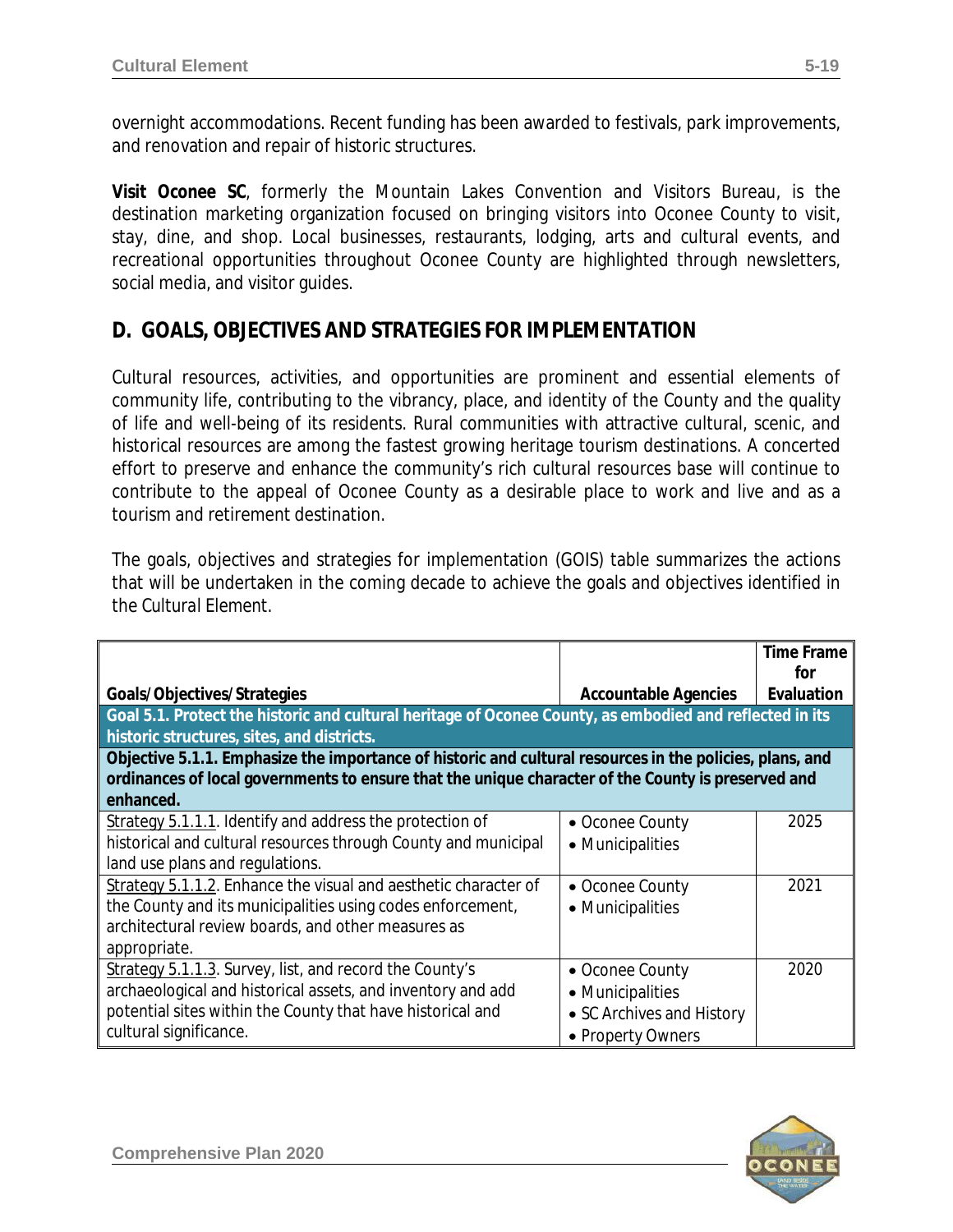overnight accommodations. Recent funding has been awarded to festivals, park improvements, and renovation and repair of historic structures.

**Visit Oconee SC**, formerly the Mountain Lakes Convention and Visitors Bureau, is the destination marketing organization focused on bringing visitors into Oconee County to visit, stay, dine, and shop. Local businesses, restaurants, lodging, arts and cultural events, and recreational opportunities throughout Oconee County are highlighted through newsletters, social media, and visitor guides.

## D. GOALS, OBJECTIVES AND STRATEGIES FOR IMPLEMENTATION

Cultural resources, activities, and opportunities are prominent and essential elements of community life, contributing to the vibrancy, place, and identity of the County and the quality of life and well-being of its residents. Rural communities with attractive cultural, scenic, and historical resources are among the fastest growing heritage tourism destinations. A concerted effort to preserve and enhance the community's rich cultural resources base will continue to contribute to the appeal of Oconee County as a desirable place to work and live and as a tourism and retirement destination.

The goals, objectives and strategies for implementation (GOIS) table summarizes the actions that will be undertaken in the coming decade to achieve the goals and objectives identified in the Cultural Element.

| Goals/Objectives/Strategies | Accountable Agencies | Time Frame for Evaluation |
|---|---|---|
| **Goal 5.1. Protect the historic and cultural heritage of Oconee County, as embodied and reflected in its historic structures, sites, and districts.** | | |
| **Objective 5.1.1. Emphasize the importance of historic and cultural resources in the policies, plans, and ordinances of local governments to ensure that the unique character of the County is preserved and enhanced.** | | |
| Strategy 5.1.1.1. Identify and address the protection of historical and cultural resources through County and municipal land use plans and regulations. | • Oconee County<br>• Municipalities | 2025 |
| Strategy 5.1.1.2. Enhance the visual and aesthetic character of the County and its municipalities using codes enforcement, architectural review boards, and other measures as appropriate. | • Oconee County<br>• Municipalities | 2021 |
| Strategy 5.1.1.3. Survey, list, and record the County's archaeological and historical assets, and inventory and add potential sites within the County that have historical and cultural significance. | • Oconee County<br>• Municipalities<br>• SC Archives and History<br>• Property Owners | 2020 |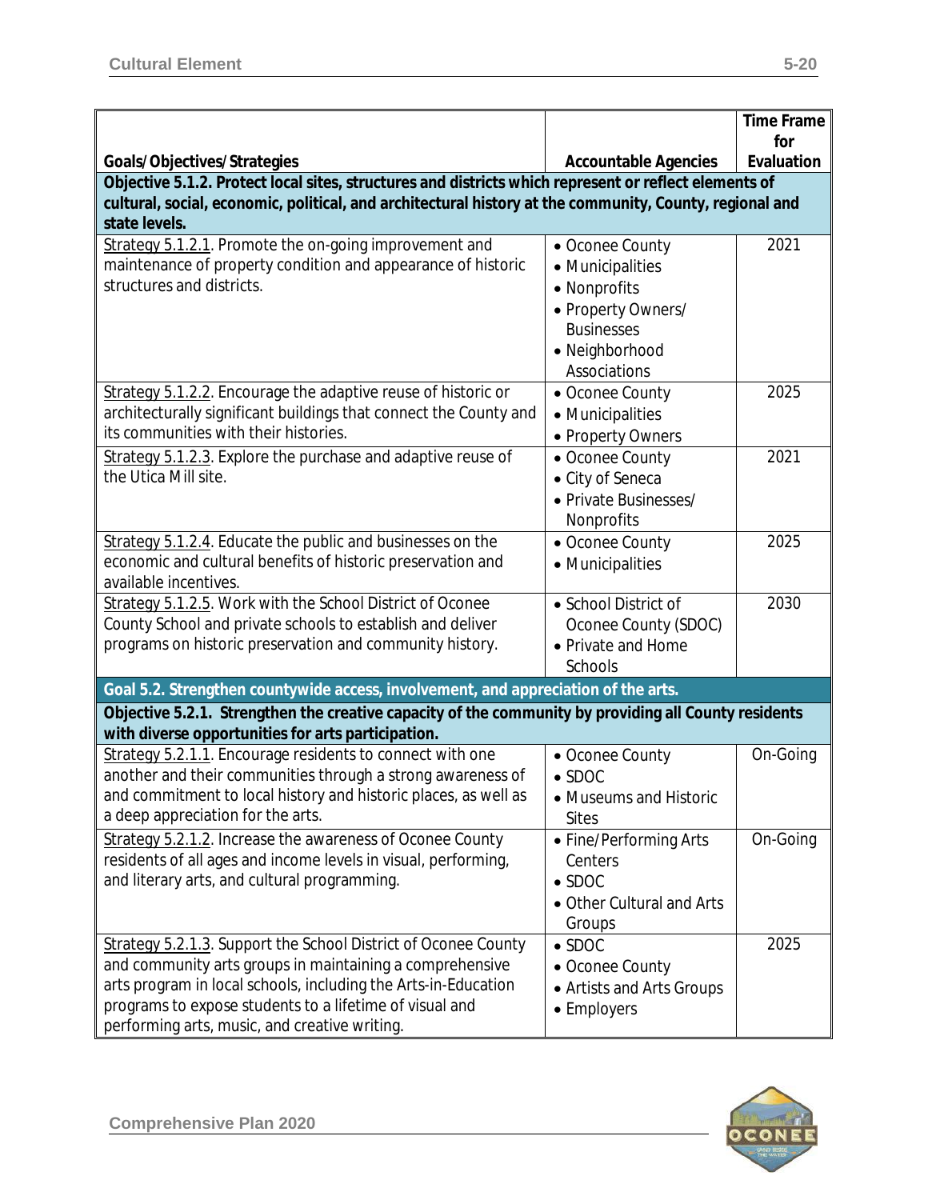| Goals/Objectives/Strategies | Accountable Agencies | Time Frame for Evaluation |
|---|---|---|
| **Objective 5.1.2. Protect local sites, structures and districts which represent or reflect elements of cultural, social, economic, political, and architectural history at the community, County, regional and state levels.** | | |
| Strategy 5.1.2.1. Promote the on-going improvement and maintenance of property condition and appearance of historic structures and districts. | • Oconee County<br>• Municipalities<br>• Nonprofits<br>• Property Owners/ Businesses<br>• Neighborhood Associations | 2021 |
| Strategy 5.1.2.2. Encourage the adaptive reuse of historic or architecturally significant buildings that connect the County and its communities with their histories. | • Oconee County<br>• Municipalities<br>• Property Owners | 2025 |
| Strategy 5.1.2.3. Explore the purchase and adaptive reuse of the Utica Mill site. | • Oconee County<br>• City of Seneca<br>• Private Businesses/ Nonprofits | 2021 |
| Strategy 5.1.2.4. Educate the public and businesses on the economic and cultural benefits of historic preservation and available incentives. | • Oconee County<br>• Municipalities | 2025 |
| Strategy 5.1.2.5. Work with the School District of Oconee County School and private schools to establish and deliver programs on historic preservation and community history. | • School District of Oconee County (SDOC)<br>• Private and Home Schools | 2030 |
| **Goal 5.2. Strengthen countywide access, involvement, and appreciation of the arts.** | | |
| **Objective 5.2.1. Strengthen the creative capacity of the community by providing all County residents with diverse opportunities for arts participation.** | | |
| Strategy 5.2.1.1. Encourage residents to connect with one another and their communities through a strong awareness of and commitment to local history and historic places, as well as a deep appreciation for the arts. | • Oconee County<br>• SDOC<br>• Museums and Historic Sites | On-Going |
| Strategy 5.2.1.2. Increase the awareness of Oconee County residents of all ages and income levels in visual, performing, and literary arts, and cultural programming. | • Fine/Performing Arts Centers<br>• SDOC<br>• Other Cultural and Arts Groups | On-Going |
| Strategy 5.2.1.3. Support the School District of Oconee County and community arts groups in maintaining a comprehensive arts program in local schools, including the Arts-in-Education programs to expose students to a lifetime of visual and performing arts, music, and creative writing. | • SDOC<br>• Oconee County<br>• Artists and Arts Groups<br>• Employers | 2025 |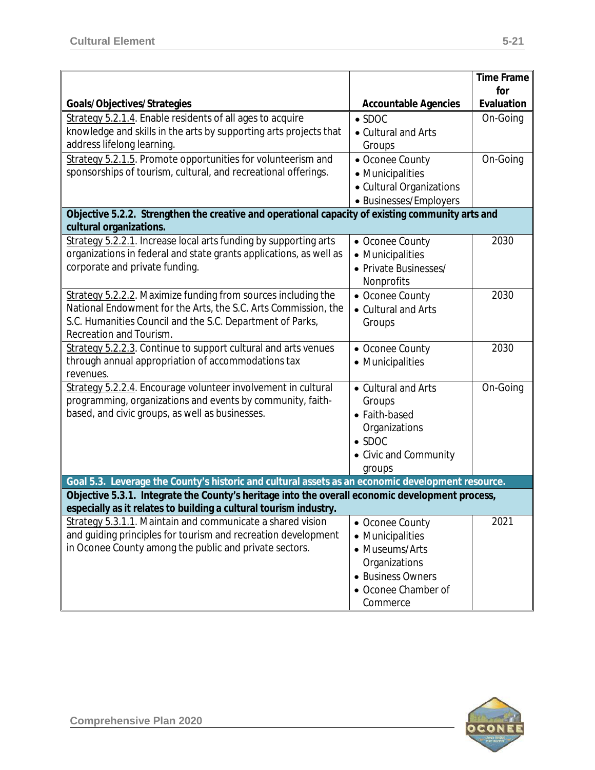| Goals/Objectives/Strategies | Accountable Agencies | Time Frame for Evaluation |
|---|---|---|
| Strategy 5.2.1.4. Enable residents of all ages to acquire knowledge and skills in the arts by supporting arts projects that address lifelong learning. | • SDOC<br>• Cultural and Arts Groups | On-Going |
| Strategy 5.2.1.5. Promote opportunities for volunteerism and sponsorships of tourism, cultural, and recreational offerings. | • Oconee County<br>• Municipalities<br>• Cultural Organizations<br>• Businesses/Employers | On-Going |
| **Objective 5.2.2. Strengthen the creative and operational capacity of existing community arts and cultural organizations.** | | |
| Strategy 5.2.2.1. Increase local arts funding by supporting arts organizations in federal and state grants applications, as well as corporate and private funding. | • Oconee County<br>• Municipalities<br>• Private Businesses/ Nonprofits | 2030 |
| Strategy 5.2.2.2. Maximize funding from sources including the National Endowment for the Arts, the S.C. Arts Commission, the S.C. Humanities Council and the S.C. Department of Parks, Recreation and Tourism. | • Oconee County<br>• Cultural and Arts Groups | 2030 |
| Strategy 5.2.2.3. Continue to support cultural and arts venues through annual appropriation of accommodations tax revenues. | • Oconee County<br>• Municipalities | 2030 |
| Strategy 5.2.2.4. Encourage volunteer involvement in cultural programming, organizations and events by community, faith-based, and civic groups, as well as businesses. | • Cultural and Arts Groups<br>• Faith-based Organizations<br>• SDOC<br>• Civic and Community groups | On-Going |
| **Goal 5.3. Leverage the County's historic and cultural assets as an economic development resource.** | | |
| **Objective 5.3.1. Integrate the County's heritage into the overall economic development process, especially as it relates to building a cultural tourism industry.** | | |
| Strategy 5.3.1.1. Maintain and communicate a shared vision and guiding principles for tourism and recreation development in Oconee County among the public and private sectors. | • Oconee County<br>• Municipalities<br>• Museums/Arts Organizations<br>• Business Owners<br>• Oconee Chamber of Commerce | 2021 |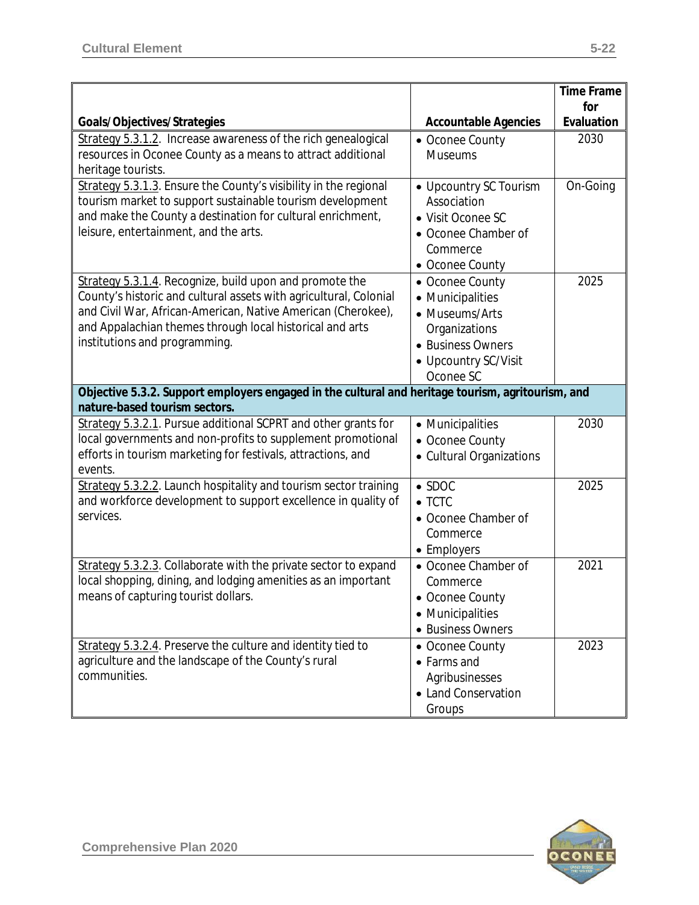| Goals/Objectives/Strategies | Accountable Agencies | Time Frame for Evaluation |
|---|---|---|
| Strategy 5.3.1.2. Increase awareness of the rich genealogical resources in Oconee County as a means to attract additional heritage tourists. | • Oconee County Museums | 2030 |
| Strategy 5.3.1.3. Ensure the County's visibility in the regional tourism market to support sustainable tourism development and make the County a destination for cultural enrichment, leisure, entertainment, and the arts. | • Upcountry SC Tourism Association<br>• Visit Oconee SC<br>• Oconee Chamber of Commerce<br>• Oconee County | On-Going |
| Strategy 5.3.1.4. Recognize, build upon and promote the County's historic and cultural assets with agricultural, Colonial and Civil War, African-American, Native American (Cherokee), and Appalachian themes through local historical and arts institutions and programming. | • Oconee County<br>• Municipalities<br>• Museums/Arts Organizations<br>• Business Owners<br>• Upcountry SC/Visit Oconee SC | 2025 |
| **Objective 5.3.2. Support employers engaged in the cultural and heritage tourism, agritourism, and nature-based tourism sectors.** | | |
| Strategy 5.3.2.1. Pursue additional SCPRT and other grants for local governments and non-profits to supplement promotional efforts in tourism marketing for festivals, attractions, and events. | • Municipalities<br>• Oconee County<br>• Cultural Organizations | 2030 |
| Strategy 5.3.2.2. Launch hospitality and tourism sector training and workforce development to support excellence in quality of services. | • SDOC<br>• TCTC<br>• Oconee Chamber of Commerce<br>• Employers | 2025 |
| Strategy 5.3.2.3. Collaborate with the private sector to expand local shopping, dining, and lodging amenities as an important means of capturing tourist dollars. | • Oconee Chamber of Commerce<br>• Oconee County<br>• Municipalities<br>• Business Owners | 2021 |
| Strategy 5.3.2.4. Preserve the culture and identity tied to agriculture and the landscape of the County's rural communities. | • Oconee County<br>• Farms and Agribusinesses<br>• Land Conservation Groups | 2023 |